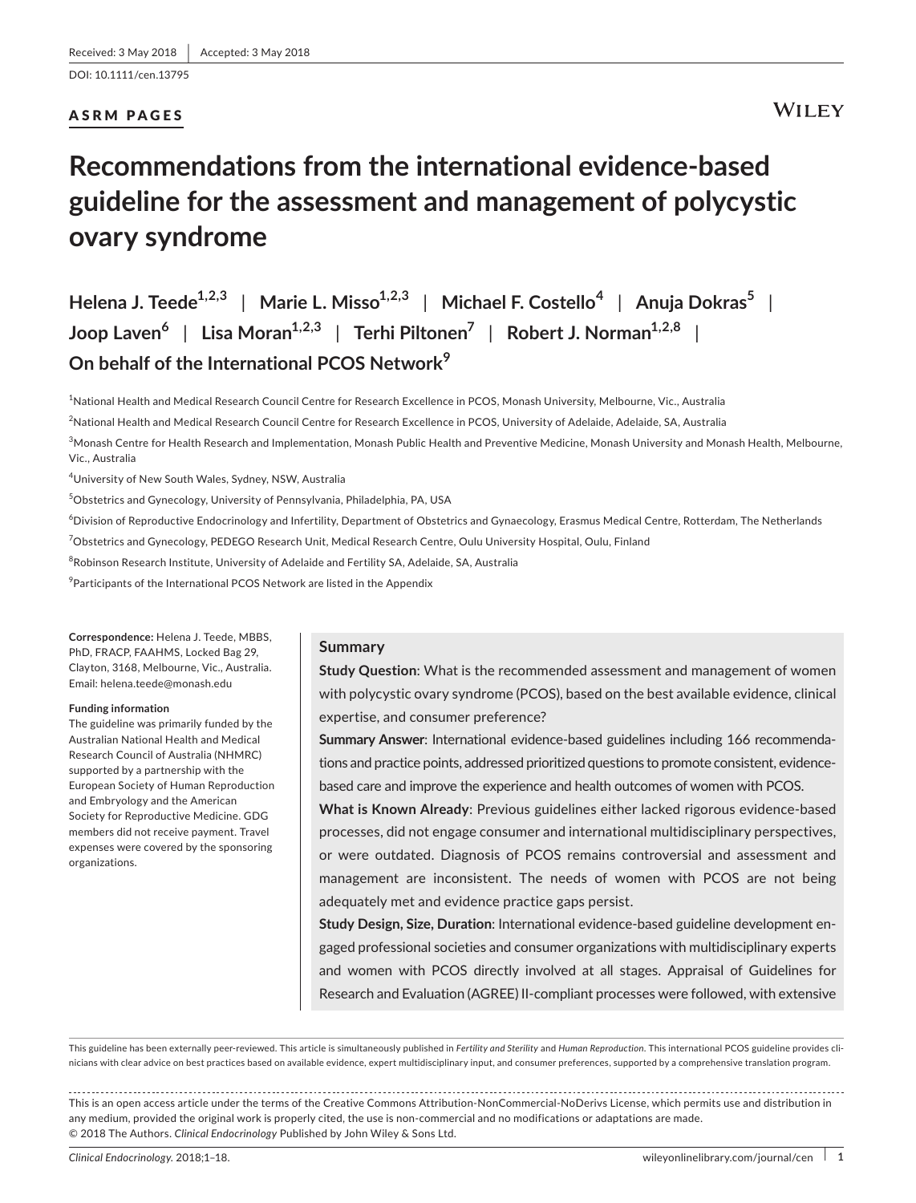Received: 3 May 2018 | Accepted: 3 May 2018

DOI: 10.1111/cen.13795

**ASRM PAGES**

# Recommendations from the international evidence-based guideline for the assessment and management of polycystic ovary syndrome

**Helena J. Teede[1,2,3] | Marie L. Misso[1,2,3] | Michael F. Costello[4] | Anuja Dokras[5] | Joop Laven[6] | Lisa Moran[1,2,3] | Terhi Piltonen[7] | Robert J. Norman[1,2,8] | On behalf of the International PCOS Network[9]**

[1]National Health and Medical Research Council Centre for Research Excellence in PCOS, Monash University, Melbourne, Vic., Australia

[2]National Health and Medical Research Council Centre for Research Excellence in PCOS, University of Adelaide, Adelaide, SA, Australia

[3]Monash Centre for Health Research and Implementation, Monash Public Health and Preventive Medicine, Monash University and Monash Health, Melbourne, Vic., Australia

[4]University of New South Wales, Sydney, NSW, Australia

[5]Obstetrics and Gynecology, University of Pennsylvania, Philadelphia, PA, USA

[6]Division of Reproductive Endocrinology and Infertility, Department of Obstetrics and Gynaecology, Erasmus Medical Centre, Rotterdam, The Netherlands

[7]Obstetrics and Gynecology, PEDEGO Research Unit, Medical Research Centre, Oulu University Hospital, Oulu, Finland

[8]Robinson Research Institute, University of Adelaide and Fertility SA, Adelaide, SA, Australia

[9]Participants of the International PCOS Network are listed in the Appendix

**Correspondence:** Helena J. Teede, MBBS, PhD, FRACP, FAAHMS, Locked Bag 29, Clayton, 3168, Melbourne, Vic., Australia. Email: helena.teede@monash.edu

**Funding information**
The guideline was primarily funded by the Australian National Health and Medical Research Council of Australia (NHMRC) supported by a partnership with the European Society of Human Reproduction and Embryology and the American Society for Reproductive Medicine. GDG members did not receive payment. Travel expenses were covered by the sponsoring organizations.

## Summary

**Study Question**: What is the recommended assessment and management of women with polycystic ovary syndrome (PCOS), based on the best available evidence, clinical expertise, and consumer preference?

**Summary Answer**: International evidence-based guidelines including 166 recommendations and practice points, addressed prioritized questions to promote consistent, evidence-based care and improve the experience and health outcomes of women with PCOS.

**What is Known Already**: Previous guidelines either lacked rigorous evidence-based processes, did not engage consumer and international multidisciplinary perspectives, or were outdated. Diagnosis of PCOS remains controversial and assessment and management are inconsistent. The needs of women with PCOS are not being adequately met and evidence practice gaps persist.

**Study Design, Size, Duration**: International evidence-based guideline development engaged professional societies and consumer organizations with multidisciplinary experts and women with PCOS directly involved at all stages. Appraisal of Guidelines for Research and Evaluation (AGREE) II-compliant processes were followed, with extensive

This guideline has been externally peer-reviewed. This article is simultaneously published in *Fertility and Sterility* and *Human Reproduction*. This international PCOS guideline provides clinicians with clear advice on best practices based on available evidence, expert multidisciplinary input, and consumer preferences, supported by a comprehensive translation program.

This is an open access article under the terms of the Creative Commons Attribution-NonCommercial-NoDerivs License, which permits use and distribution in any medium, provided the original work is properly cited, the use is non-commercial and no modifications or adaptations are made.
© 2018 The Authors. *Clinical Endocrinology* Published by John Wiley & Sons Ltd.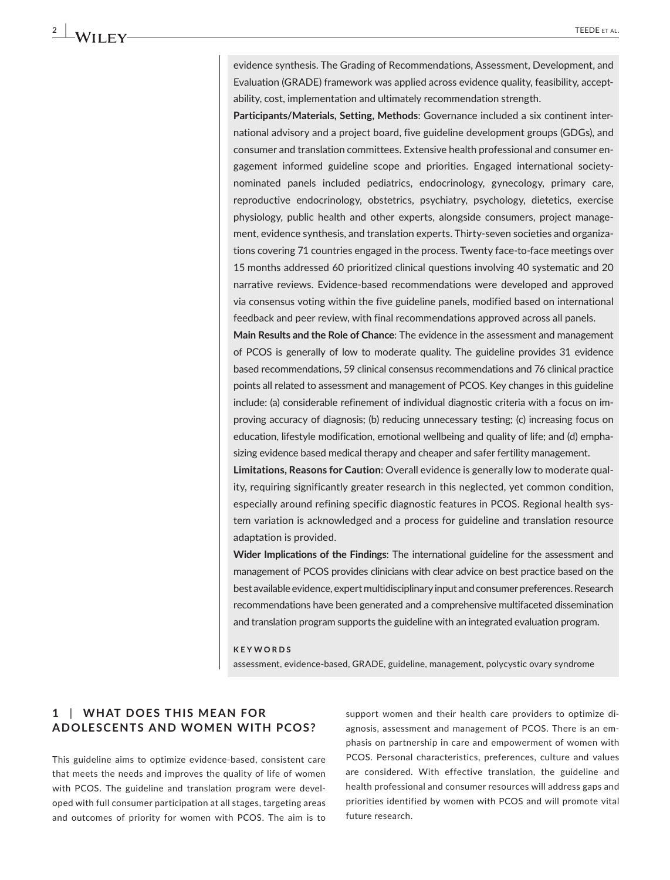evidence synthesis. The Grading of Recommendations, Assessment, Development, and Evaluation (GRADE) framework was applied across evidence quality, feasibility, acceptability, cost, implementation and ultimately recommendation strength.

**Participants/Materials, Setting, Methods**: Governance included a six continent international advisory and a project board, five guideline development groups (GDGs), and consumer and translation committees. Extensive health professional and consumer engagement informed guideline scope and priorities. Engaged international society-nominated panels included pediatrics, endocrinology, gynecology, primary care, reproductive endocrinology, obstetrics, psychiatry, psychology, dietetics, exercise physiology, public health and other experts, alongside consumers, project management, evidence synthesis, and translation experts. Thirty-seven societies and organizations covering 71 countries engaged in the process. Twenty face-to-face meetings over 15 months addressed 60 prioritized clinical questions involving 40 systematic and 20 narrative reviews. Evidence-based recommendations were developed and approved via consensus voting within the five guideline panels, modified based on international feedback and peer review, with final recommendations approved across all panels.

**Main Results and the Role of Chance**: The evidence in the assessment and management of PCOS is generally of low to moderate quality. The guideline provides 31 evidence based recommendations, 59 clinical consensus recommendations and 76 clinical practice points all related to assessment and management of PCOS. Key changes in this guideline include: (a) considerable refinement of individual diagnostic criteria with a focus on improving accuracy of diagnosis; (b) reducing unnecessary testing; (c) increasing focus on education, lifestyle modification, emotional wellbeing and quality of life; and (d) emphasizing evidence based medical therapy and cheaper and safer fertility management.

**Limitations, Reasons for Caution**: Overall evidence is generally low to moderate quality, requiring significantly greater research in this neglected, yet common condition, especially around refining specific diagnostic features in PCOS. Regional health system variation is acknowledged and a process for guideline and translation resource adaptation is provided.

**Wider Implications of the Findings**: The international guideline for the assessment and management of PCOS provides clinicians with clear advice on best practice based on the best available evidence, expert multidisciplinary input and consumer preferences. Research recommendations have been generated and a comprehensive multifaceted dissemination and translation program supports the guideline with an integrated evaluation program.

**KEYWORDS**

assessment, evidence-based, GRADE, guideline, management, polycystic ovary syndrome

## 1 | WHAT DOES THIS MEAN FOR ADOLESCENTS AND WOMEN WITH PCOS?

This guideline aims to optimize evidence-based, consistent care that meets the needs and improves the quality of life of women with PCOS. The guideline and translation program were developed with full consumer participation at all stages, targeting areas and outcomes of priority for women with PCOS. The aim is to support women and their health care providers to optimize diagnosis, assessment and management of PCOS. There is an emphasis on partnership in care and empowerment of women with PCOS. Personal characteristics, preferences, culture and values are considered. With effective translation, the guideline and health professional and consumer resources will address gaps and priorities identified by women with PCOS and will promote vital future research.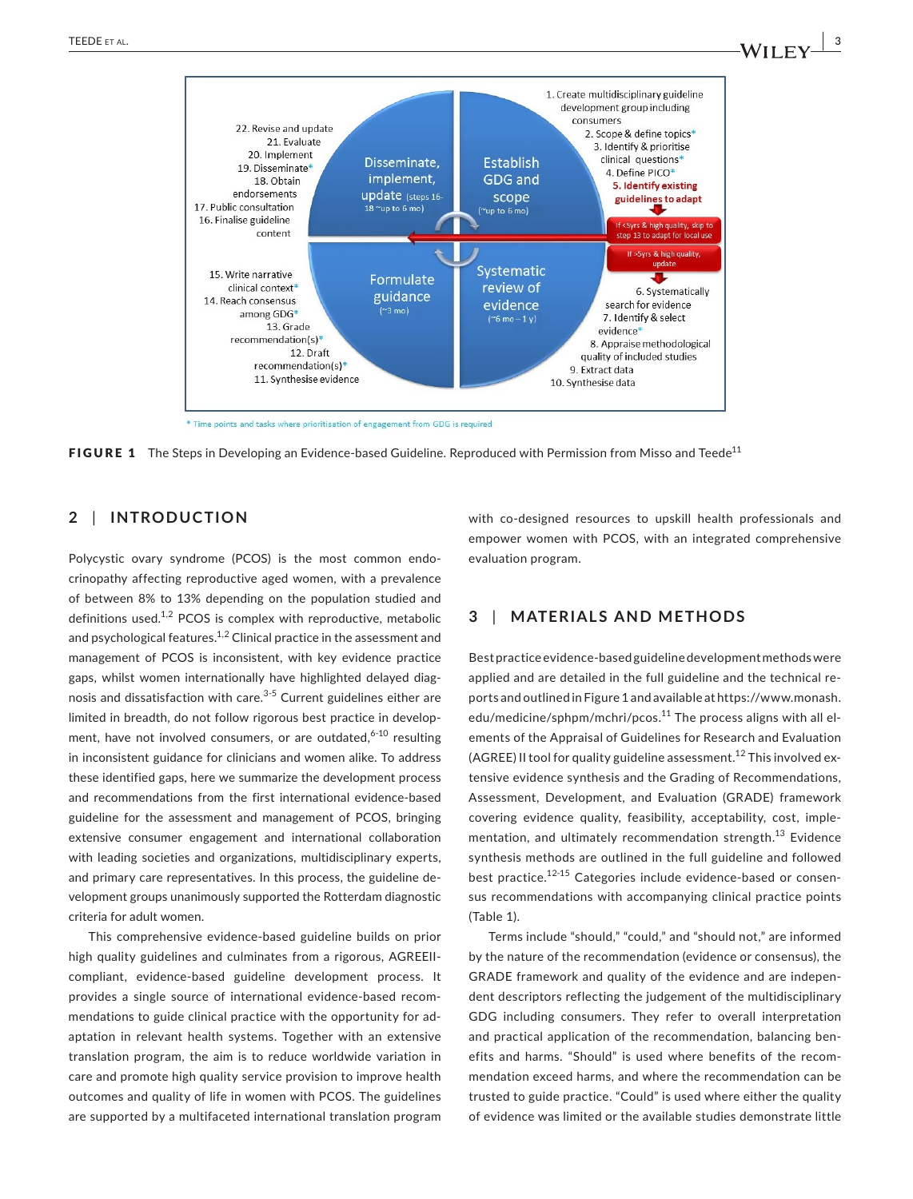1. Create multidisciplinary guideline development group including consumers
2. Scope & define topics*
3. Identify & prioritise clinical questions*
4. Define PICO*
5. Identify existing guidelines to adapt

If <5yrs & high quality, skip to step 13 to adapt for local use

If >5yrs & high quality, update

6. Systematically search for evidence
7. Identify & select evidence*
8. Appraise methodological quality of included studies
9. Extract data
10. Synthesise data

Establish GDG and scope (~up to 6 mo)

Systematic review of evidence (~6 mo – 1 y)

Formulate guidance (~3 mo)

Disseminate, implement, update (steps 16-18 ~up to 6 mo)

11. Synthesise evidence
12. Draft recommendation(s)*
13. Grade recommendation(s)*
14. Reach consensus among GDG*
15. Write narrative clinical context*
16. Finalise guideline content
17. Public consultation
18. Obtain endorsements
19. Disseminate*
20. Implement
21. Evaluate
22. Revise and update

* Time points and tasks where prioritisation of engagement from GDG is required

**FIGURE 1** The Steps in Developing an Evidence-based Guideline. Reproduced with Permission from Misso and Teede[11]

## 2 | INTRODUCTION

Polycystic ovary syndrome (PCOS) is the most common endocrinopathy affecting reproductive aged women, with a prevalence of between 8% to 13% depending on the population studied and definitions used.[1,2] PCOS is complex with reproductive, metabolic and psychological features.[1,2] Clinical practice in the assessment and management of PCOS is inconsistent, with key evidence practice gaps, whilst women internationally have highlighted delayed diagnosis and dissatisfaction with care.[3-5] Current guidelines either are limited in breadth, do not follow rigorous best practice in development, have not involved consumers, or are outdated,[6-10] resulting in inconsistent guidance for clinicians and women alike. To address these identified gaps, here we summarize the development process and recommendations from the first international evidence-based guideline for the assessment and management of PCOS, bringing extensive consumer engagement and international collaboration with leading societies and organizations, multidisciplinary experts, and primary care representatives. In this process, the guideline development groups unanimously supported the Rotterdam diagnostic criteria for adult women.

This comprehensive evidence-based guideline builds on prior high quality guidelines and culminates from a rigorous, AGREEII-compliant, evidence-based guideline development process. It provides a single source of international evidence-based recommendations to guide clinical practice with the opportunity for adaptation in relevant health systems. Together with an extensive translation program, the aim is to reduce worldwide variation in care and promote high quality service provision to improve health outcomes and quality of life in women with PCOS. The guidelines are supported by a multifaceted international translation program with co-designed resources to upskill health professionals and empower women with PCOS, with an integrated comprehensive evaluation program.

## 3 | MATERIALS AND METHODS

Best practice evidence-based guideline development methods were applied and are detailed in the full guideline and the technical reports and outlined in Figure 1 and available at https://www.monash.edu/medicine/sphpm/mchri/pcos.[11] The process aligns with all elements of the Appraisal of Guidelines for Research and Evaluation (AGREE) II tool for quality guideline assessment.[12] This involved extensive evidence synthesis and the Grading of Recommendations, Assessment, Development, and Evaluation (GRADE) framework covering evidence quality, feasibility, acceptability, cost, implementation, and ultimately recommendation strength.[13] Evidence synthesis methods are outlined in the full guideline and followed best practice.[12-15] Categories include evidence-based or consensus recommendations with accompanying clinical practice points (Table 1).

Terms include "should," "could," and "should not," are informed by the nature of the recommendation (evidence or consensus), the GRADE framework and quality of the evidence and are independent descriptors reflecting the judgement of the multidisciplinary GDG including consumers. They refer to overall interpretation and practical application of the recommendation, balancing benefits and harms. "Should" is used where benefits of the recommendation exceed harms, and where the recommendation can be trusted to guide practice. "Could" is used where either the quality of evidence was limited or the available studies demonstrate little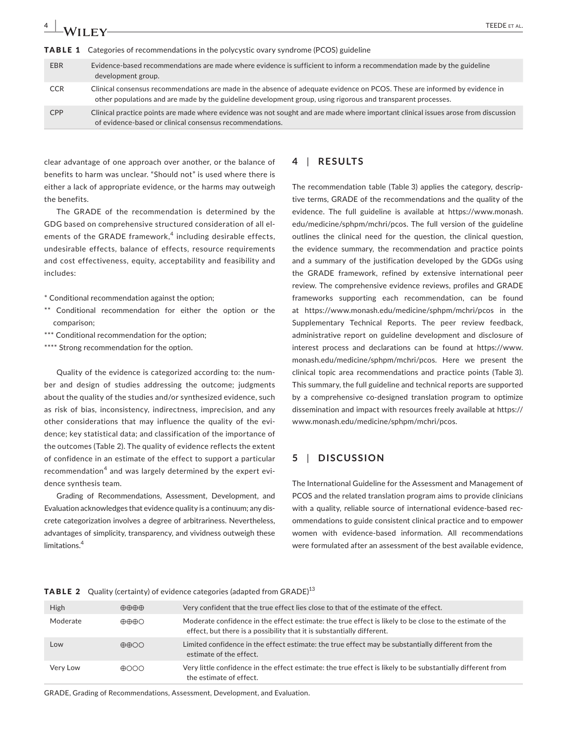**TABLE 1** Categories of recommendations in the polycystic ovary syndrome (PCOS) guideline

| | |
|---|---|
| EBR | Evidence-based recommendations are made where evidence is sufficient to inform a recommendation made by the guideline development group. |
| CCR | Clinical consensus recommendations are made in the absence of adequate evidence on PCOS. These are informed by evidence in other populations and are made by the guideline development group, using rigorous and transparent processes. |
| CPP | Clinical practice points are made where evidence was not sought and are made where important clinical issues arose from discussion of evidence-based or clinical consensus recommendations. |

clear advantage of one approach over another, or the balance of benefits to harm was unclear. "Should not" is used where there is either a lack of appropriate evidence, or the harms may outweigh the benefits.

The GRADE of the recommendation is determined by the GDG based on comprehensive structured consideration of all elements of the GRADE framework,[4] including desirable effects, undesirable effects, balance of effects, resource requirements and cost effectiveness, equity, acceptability and feasibility and includes:

\* Conditional recommendation against the option;
\** Conditional recommendation for either the option or the comparison;
\*** Conditional recommendation for the option;
\**** Strong recommendation for the option.

Quality of the evidence is categorized according to: the number and design of studies addressing the outcome; judgments about the quality of the studies and/or synthesized evidence, such as risk of bias, inconsistency, indirectness, imprecision, and any other considerations that may influence the quality of the evidence; key statistical data; and classification of the importance of the outcomes (Table 2). The quality of evidence reflects the extent of confidence in an estimate of the effect to support a particular recommendation[4] and was largely determined by the expert evidence synthesis team.

Grading of Recommendations, Assessment, Development, and Evaluation acknowledges that evidence quality is a continuum; any discrete categorization involves a degree of arbitrariness. Nevertheless, advantages of simplicity, transparency, and vividness outweigh these limitations.[4]

## 4 | RESULTS

The recommendation table (Table 3) applies the category, descriptive terms, GRADE of the recommendations and the quality of the evidence. The full guideline is available at https://www.monash.edu/medicine/sphpm/mchri/pcos. The full version of the guideline outlines the clinical need for the question, the clinical question, the evidence summary, the recommendation and practice points and a summary of the justification developed by the GDGs using the GRADE framework, refined by extensive international peer review. The comprehensive evidence reviews, profiles and GRADE frameworks supporting each recommendation, can be found at https://www.monash.edu/medicine/sphpm/mchri/pcos in the Supplementary Technical Reports. The peer review feedback, administrative report on guideline development and disclosure of interest process and declarations can be found at https://www.monash.edu/medicine/sphpm/mchri/pcos. Here we present the clinical topic area recommendations and practice points (Table 3). This summary, the full guideline and technical reports are supported by a comprehensive co-designed translation program to optimize dissemination and impact with resources freely available at https://www.monash.edu/medicine/sphpm/mchri/pcos.

## 5 | DISCUSSION

The International Guideline for the Assessment and Management of PCOS and the related translation program aims to provide clinicians with a quality, reliable source of international evidence-based recommendations to guide consistent clinical practice and to empower women with evidence-based information. All recommendations were formulated after an assessment of the best available evidence,

**TABLE 2** Quality (certainty) of evidence categories (adapted from GRADE)[13]

| | | |
|---|---|---|
| High | ⊕⊕⊕⊕ | Very confident that the true effect lies close to that of the estimate of the effect. |
| Moderate | ⊕⊕⊕○ | Moderate confidence in the effect estimate: the true effect is likely to be close to the estimate of the effect, but there is a possibility that it is substantially different. |
| Low | ⊕⊕○○ | Limited confidence in the effect estimate: the true effect may be substantially different from the estimate of the effect. |
| Very Low | ⊕○○○ | Very little confidence in the effect estimate: the true effect is likely to be substantially different from the estimate of effect. |

GRADE, Grading of Recommendations, Assessment, Development, and Evaluation.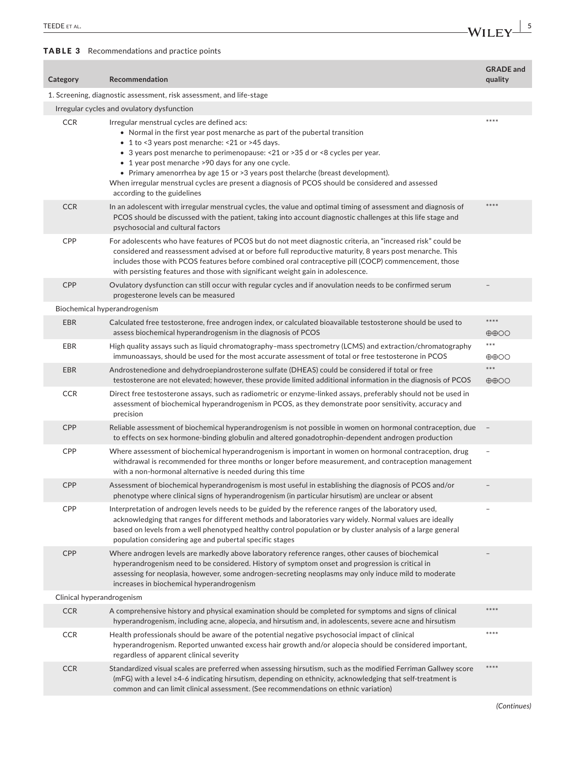**TABLE 3** Recommendations and practice points

| Category | Recommendation | GRADE and quality |
|---|---|---|
| 1. Screening, diagnostic assessment, risk assessment, and life-stage | | |
| Irregular cycles and ovulatory dysfunction | | |
| CCR | Irregular menstrual cycles are defined acs:<br>• Normal in the first year post menarche as part of the pubertal transition<br>• 1 to <3 years post menarche: <21 or >45 days.<br>• 3 years post menarche to perimenopause: <21 or >35 d or <8 cycles per year.<br>• 1 year post menarche >90 days for any one cycle.<br>• Primary amenorrhea by age 15 or >3 years post thelarche (breast development).<br>When irregular menstrual cycles are present a diagnosis of PCOS should be considered and assessed according to the guidelines | **** |
| CCR | In an adolescent with irregular menstrual cycles, the value and optimal timing of assessment and diagnosis of PCOS should be discussed with the patient, taking into account diagnostic challenges at this life stage and psychosocial and cultural factors | **** |
| CPP | For adolescents who have features of PCOS but do not meet diagnostic criteria, an "increased risk" could be considered and reassessment advised at or before full reproductive maturity, 8 years post menarche. This includes those with PCOS features before combined oral contraceptive pill (COCP) commencement, those with persisting features and those with significant weight gain in adolescence. | |
| CPP | Ovulatory dysfunction can still occur with regular cycles and if anovulation needs to be confirmed serum progesterone levels can be measured | – |
| Biochemical hyperandrogenism | | |
| EBR | Calculated free testosterone, free androgen index, or calculated bioavailable testosterone should be used to assess biochemical hyperandrogenism in the diagnosis of PCOS | ****<br>⊕⊕○○ |
| EBR | High quality assays such as liquid chromatography–mass spectrometry (LCMS) and extraction/chromatography immunoassays, should be used for the most accurate assessment of total or free testosterone in PCOS | ***<br>⊕⊕○○ |
| EBR | Androstenedione and dehydroepiandrosterone sulfate (DHEAS) could be considered if total or free testosterone are not elevated; however, these provide limited additional information in the diagnosis of PCOS | ***<br>⊕⊕○○ |
| CCR | Direct free testosterone assays, such as radiometric or enzyme-linked assays, preferably should not be used in assessment of biochemical hyperandrogenism in PCOS, as they demonstrate poor sensitivity, accuracy and precision | |
| CPP | Reliable assessment of biochemical hyperandrogenism is not possible in women on hormonal contraception, due to effects on sex hormone-binding globulin and altered gonadotrophin-dependent androgen production | – |
| CPP | Where assessment of biochemical hyperandrogenism is important in women on hormonal contraception, drug withdrawal is recommended for three months or longer before measurement, and contraception management with a non-hormonal alternative is needed during this time | – |
| CPP | Assessment of biochemical hyperandrogenism is most useful in establishing the diagnosis of PCOS and/or phenotype where clinical signs of hyperandrogenism (in particular hirsutism) are unclear or absent | – |
| CPP | Interpretation of androgen levels needs to be guided by the reference ranges of the laboratory used, acknowledging that ranges for different methods and laboratories vary widely. Normal values are ideally based on levels from a well phenotyped healthy control population or by cluster analysis of a large general population considering age and pubertal specific stages | – |
| CPP | Where androgen levels are markedly above laboratory reference ranges, other causes of biochemical hyperandrogenism need to be considered. History of symptom onset and progression is critical in assessing for neoplasia, however, some androgen-secreting neoplasms may only induce mild to moderate increases in biochemical hyperandrogenism | – |
| Clinical hyperandrogenism | | |
| CCR | A comprehensive history and physical examination should be completed for symptoms and signs of clinical hyperandrogenism, including acne, alopecia, and hirsutism and, in adolescents, severe acne and hirsutism | **** |
| CCR | Health professionals should be aware of the potential negative psychosocial impact of clinical hyperandrogenism. Reported unwanted excess hair growth and/or alopecia should be considered important, regardless of apparent clinical severity | **** |
| CCR | Standardized visual scales are preferred when assessing hirsutism, such as the modified Ferriman Gallwey score (mFG) with a level ≥4-6 indicating hirsutism, depending on ethnicity, acknowledging that self-treatment is common and can limit clinical assessment. (See recommendations on ethnic variation) | **** |

*(Continues)*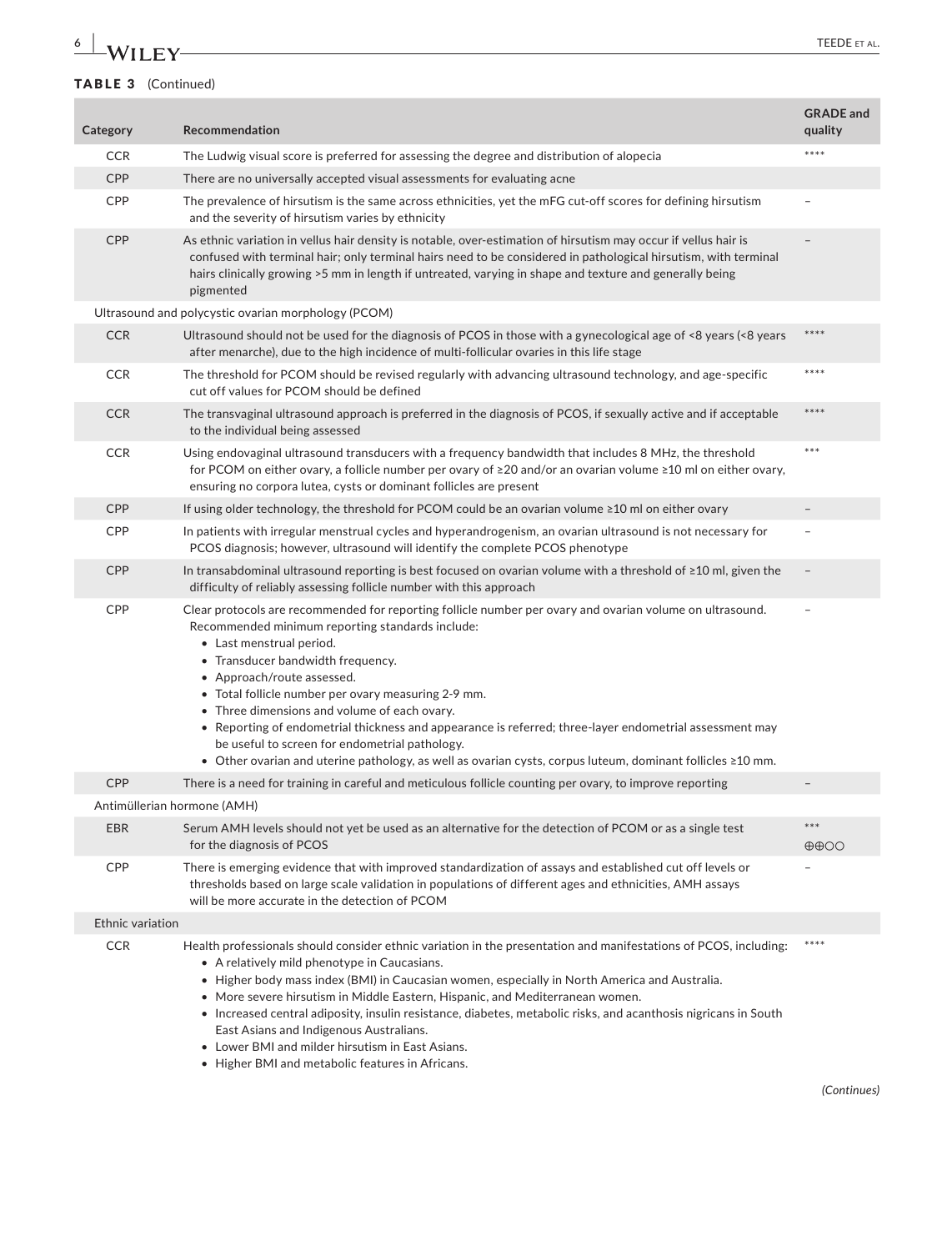**TABLE 3** (Continued)

| Category | Recommendation | GRADE and quality |
|---|---|---|
| CCR | The Ludwig visual score is preferred for assessing the degree and distribution of alopecia | **** |
| CPP | There are no universally accepted visual assessments for evaluating acne | |
| CPP | The prevalence of hirsutism is the same across ethnicities, yet the mFG cut-off scores for defining hirsutism and the severity of hirsutism varies by ethnicity | – |
| CPP | As ethnic variation in vellus hair density is notable, over-estimation of hirsutism may occur if vellus hair is confused with terminal hair; only terminal hairs need to be considered in pathological hirsutism, with terminal hairs clinically growing >5 mm in length if untreated, varying in shape and texture and generally being pigmented | – |
| Ultrasound and polycystic ovarian morphology (PCOM) | | |
| CCR | Ultrasound should not be used for the diagnosis of PCOS in those with a gynecological age of <8 years (<8 years after menarche), due to the high incidence of multi-follicular ovaries in this life stage | **** |
| CCR | The threshold for PCOM should be revised regularly with advancing ultrasound technology, and age-specific cut off values for PCOM should be defined | **** |
| CCR | The transvaginal ultrasound approach is preferred in the diagnosis of PCOS, if sexually active and if acceptable to the individual being assessed | **** |
| CCR | Using endovaginal ultrasound transducers with a frequency bandwidth that includes 8 MHz, the threshold for PCOM on either ovary, a follicle number per ovary of ≥20 and/or an ovarian volume ≥10 ml on either ovary, ensuring no corpora lutea, cysts or dominant follicles are present | *** |
| CPP | If using older technology, the threshold for PCOM could be an ovarian volume ≥10 ml on either ovary | – |
| CPP | In patients with irregular menstrual cycles and hyperandrogenism, an ovarian ultrasound is not necessary for PCOS diagnosis; however, ultrasound will identify the complete PCOS phenotype | – |
| CPP | In transabdominal ultrasound reporting is best focused on ovarian volume with a threshold of ≥10 ml, given the difficulty of reliably assessing follicle number with this approach | – |
| CPP | Clear protocols are recommended for reporting follicle number per ovary and ovarian volume on ultrasound. Recommended minimum reporting standards include:<br>• Last menstrual period.<br>• Transducer bandwidth frequency.<br>• Approach/route assessed.<br>• Total follicle number per ovary measuring 2-9 mm.<br>• Three dimensions and volume of each ovary.<br>• Reporting of endometrial thickness and appearance is referred; three-layer endometrial assessment may be useful to screen for endometrial pathology.<br>• Other ovarian and uterine pathology, as well as ovarian cysts, corpus luteum, dominant follicles ≥10 mm. | – |
| CPP | There is a need for training in careful and meticulous follicle counting per ovary, to improve reporting | – |
| Antimüllerian hormone (AMH) | | |
| EBR | Serum AMH levels should not yet be used as an alternative for the detection of PCOM or as a single test for the diagnosis of PCOS | ***<br>⊕⊕○○ |
| CPP | There is emerging evidence that with improved standardization of assays and established cut off levels or thresholds based on large scale validation in populations of different ages and ethnicities, AMH assays will be more accurate in the detection of PCOM | – |
| Ethnic variation | | |
| CCR | Health professionals should consider ethnic variation in the presentation and manifestations of PCOS, including:<br>• A relatively mild phenotype in Caucasians.<br>• Higher body mass index (BMI) in Caucasian women, especially in North America and Australia.<br>• More severe hirsutism in Middle Eastern, Hispanic, and Mediterranean women.<br>• Increased central adiposity, insulin resistance, diabetes, metabolic risks, and acanthosis nigricans in South East Asians and Indigenous Australians.<br>• Lower BMI and milder hirsutism in East Asians.<br>• Higher BMI and metabolic features in Africans. | **** |

*(Continues)*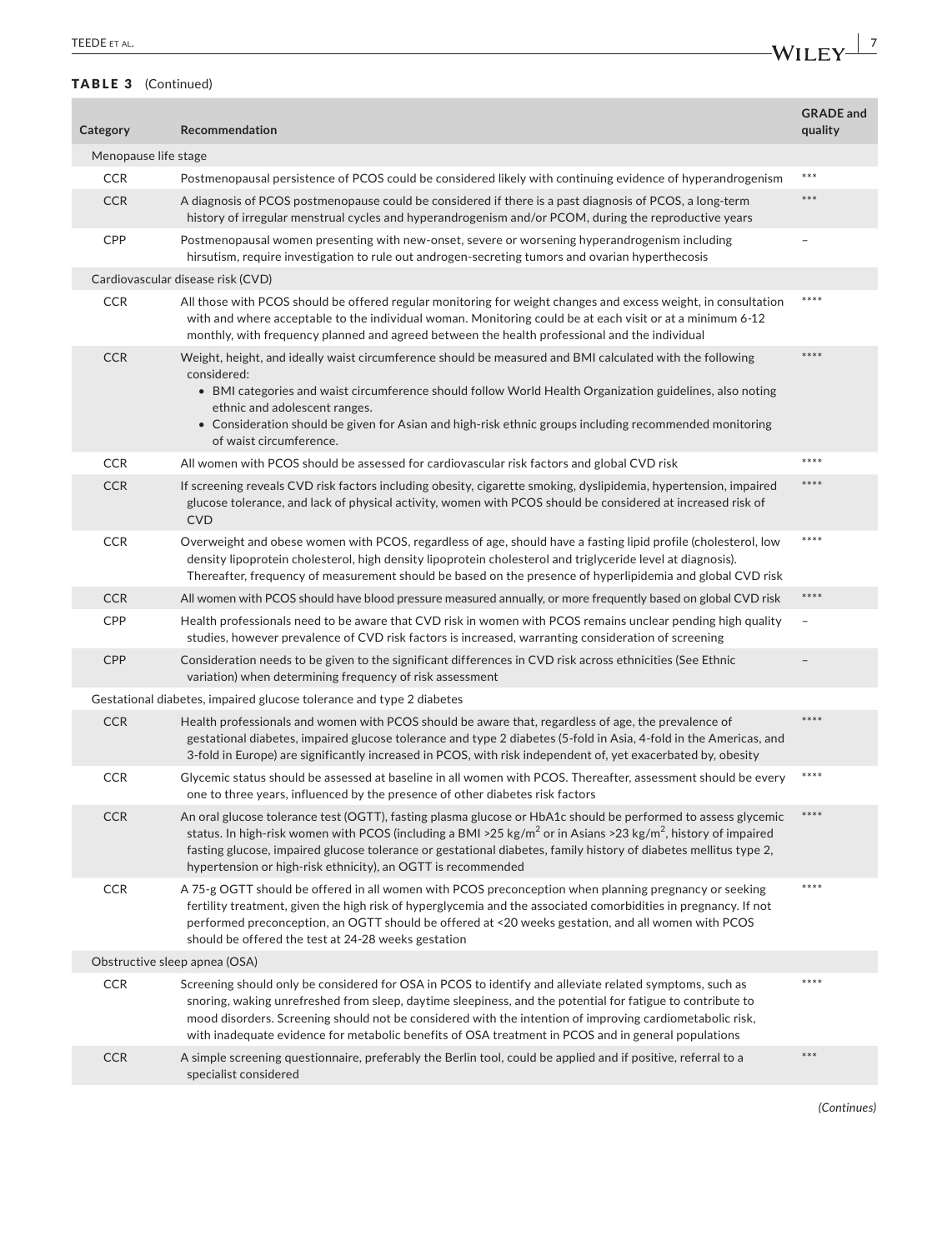**TABLE 3** (Continued)

| Category | Recommendation | GRADE and quality |
|---|---|---|
| Menopause life stage | | |
| CCR | Postmenopausal persistence of PCOS could be considered likely with continuing evidence of hyperandrogenism | *** |
| CCR | A diagnosis of PCOS postmenopause could be considered if there is a past diagnosis of PCOS, a long-term history of irregular menstrual cycles and hyperandrogenism and/or PCOM, during the reproductive years | *** |
| CPP | Postmenopausal women presenting with new-onset, severe or worsening hyperandrogenism including hirsutism, require investigation to rule out androgen-secreting tumors and ovarian hyperthecosis | – |
| Cardiovascular disease risk (CVD) | | |
| CCR | All those with PCOS should be offered regular monitoring for weight changes and excess weight, in consultation with and where acceptable to the individual woman. Monitoring could be at each visit or at a minimum 6-12 monthly, with frequency planned and agreed between the health professional and the individual | **** |
| CCR | Weight, height, and ideally waist circumference should be measured and BMI calculated with the following considered: • BMI categories and waist circumference should follow World Health Organization guidelines, also noting ethnic and adolescent ranges. • Consideration should be given for Asian and high-risk ethnic groups including recommended monitoring of waist circumference. | **** |
| CCR | All women with PCOS should be assessed for cardiovascular risk factors and global CVD risk | **** |
| CCR | If screening reveals CVD risk factors including obesity, cigarette smoking, dyslipidemia, hypertension, impaired glucose tolerance, and lack of physical activity, women with PCOS should be considered at increased risk of CVD | **** |
| CCR | Overweight and obese women with PCOS, regardless of age, should have a fasting lipid profile (cholesterol, low density lipoprotein cholesterol, high density lipoprotein cholesterol and triglyceride level at diagnosis). Thereafter, frequency of measurement should be based on the presence of hyperlipidemia and global CVD risk | **** |
| CCR | All women with PCOS should have blood pressure measured annually, or more frequently based on global CVD risk | **** |
| CPP | Health professionals need to be aware that CVD risk in women with PCOS remains unclear pending high quality studies, however prevalence of CVD risk factors is increased, warranting consideration of screening | – |
| CPP | Consideration needs to be given to the significant differences in CVD risk across ethnicities (See Ethnic variation) when determining frequency of risk assessment | – |
| Gestational diabetes, impaired glucose tolerance and type 2 diabetes | | |
| CCR | Health professionals and women with PCOS should be aware that, regardless of age, the prevalence of gestational diabetes, impaired glucose tolerance and type 2 diabetes (5-fold in Asia, 4-fold in the Americas, and 3-fold in Europe) are significantly increased in PCOS, with risk independent of, yet exacerbated by, obesity | **** |
| CCR | Glycemic status should be assessed at baseline in all women with PCOS. Thereafter, assessment should be every one to three years, influenced by the presence of other diabetes risk factors | **** |
| CCR | An oral glucose tolerance test (OGTT), fasting plasma glucose or HbA1c should be performed to assess glycemic status. In high-risk women with PCOS (including a BMI >25 $kg/m^2$ or in Asians >23 $kg/m^2$, history of impaired fasting glucose, impaired glucose tolerance or gestational diabetes, family history of diabetes mellitus type 2, hypertension or high-risk ethnicity), an OGTT is recommended | **** |
| CCR | A 75-g OGTT should be offered in all women with PCOS preconception when planning pregnancy or seeking fertility treatment, given the high risk of hyperglycemia and the associated comorbidities in pregnancy. If not performed preconception, an OGTT should be offered at <20 weeks gestation, and all women with PCOS should be offered the test at 24-28 weeks gestation | **** |
| Obstructive sleep apnea (OSA) | | |
| CCR | Screening should only be considered for OSA in PCOS to identify and alleviate related symptoms, such as snoring, waking unrefreshed from sleep, daytime sleepiness, and the potential for fatigue to contribute to mood disorders. Screening should not be considered with the intention of improving cardiometabolic risk, with inadequate evidence for metabolic benefits of OSA treatment in PCOS and in general populations | **** |
| CCR | A simple screening questionnaire, preferably the Berlin tool, could be applied and if positive, referral to a specialist considered | *** |

*(Continues)*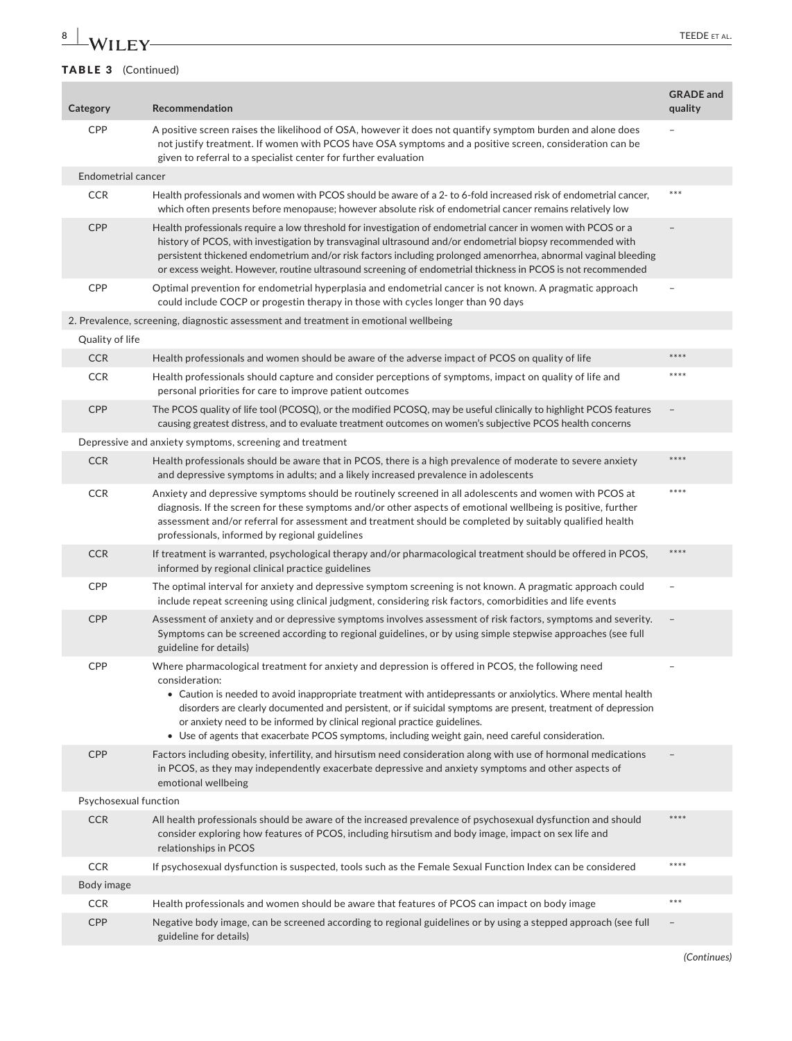**TABLE 3** (Continued)

| Category | Recommendation | GRADE and quality |
|---|---|---|
| CPP | A positive screen raises the likelihood of OSA, however it does not quantify symptom burden and alone does not justify treatment. If women with PCOS have OSA symptoms and a positive screen, consideration can be given to referral to a specialist center for further evaluation | – |
| Endometrial cancer | | |
| CCR | Health professionals and women with PCOS should be aware of a 2- to 6-fold increased risk of endometrial cancer, which often presents before menopause; however absolute risk of endometrial cancer remains relatively low | *** |
| CPP | Health professionals require a low threshold for investigation of endometrial cancer in women with PCOS or a history of PCOS, with investigation by transvaginal ultrasound and/or endometrial biopsy recommended with persistent thickened endometrium and/or risk factors including prolonged amenorrhea, abnormal vaginal bleeding or excess weight. However, routine ultrasound screening of endometrial thickness in PCOS is not recommended | – |
| CPP | Optimal prevention for endometrial hyperplasia and endometrial cancer is not known. A pragmatic approach could include COCP or progestin therapy in those with cycles longer than 90 days | – |
| 2. Prevalence, screening, diagnostic assessment and treatment in emotional wellbeing | | |
| Quality of life | | |
| CCR | Health professionals and women should be aware of the adverse impact of PCOS on quality of life | **** |
| CCR | Health professionals should capture and consider perceptions of symptoms, impact on quality of life and personal priorities for care to improve patient outcomes | **** |
| CPP | The PCOS quality of life tool (PCOSQ), or the modified PCOSQ, may be useful clinically to highlight PCOS features causing greatest distress, and to evaluate treatment outcomes on women's subjective PCOS health concerns | – |
| Depressive and anxiety symptoms, screening and treatment | | |
| CCR | Health professionals should be aware that in PCOS, there is a high prevalence of moderate to severe anxiety and depressive symptoms in adults; and a likely increased prevalence in adolescents | **** |
| CCR | Anxiety and depressive symptoms should be routinely screened in all adolescents and women with PCOS at diagnosis. If the screen for these symptoms and/or other aspects of emotional wellbeing is positive, further assessment and/or referral for assessment and treatment should be completed by suitably qualified health professionals, informed by regional guidelines | **** |
| CCR | If treatment is warranted, psychological therapy and/or pharmacological treatment should be offered in PCOS, informed by regional clinical practice guidelines | **** |
| CPP | The optimal interval for anxiety and depressive symptom screening is not known. A pragmatic approach could include repeat screening using clinical judgment, considering risk factors, comorbidities and life events | – |
| CPP | Assessment of anxiety and or depressive symptoms involves assessment of risk factors, symptoms and severity. Symptoms can be screened according to regional guidelines, or by using simple stepwise approaches (see full guideline for details) | – |
| CPP | Where pharmacological treatment for anxiety and depression is offered in PCOS, the following need consideration:<br>• Caution is needed to avoid inappropriate treatment with antidepressants or anxiolytics. Where mental health disorders are clearly documented and persistent, or if suicidal symptoms are present, treatment of depression or anxiety need to be informed by clinical regional practice guidelines.<br>• Use of agents that exacerbate PCOS symptoms, including weight gain, need careful consideration. | – |
| CPP | Factors including obesity, infertility, and hirsutism need consideration along with use of hormonal medications in PCOS, as they may independently exacerbate depressive and anxiety symptoms and other aspects of emotional wellbeing | – |
| Psychosexual function | | |
| CCR | All health professionals should be aware of the increased prevalence of psychosexual dysfunction and should consider exploring how features of PCOS, including hirsutism and body image, impact on sex life and relationships in PCOS | **** |
| CCR | If psychosexual dysfunction is suspected, tools such as the Female Sexual Function Index can be considered | **** |
| Body image | | |
| CCR | Health professionals and women should be aware that features of PCOS can impact on body image | *** |
| CPP | Negative body image, can be screened according to regional guidelines or by using a stepped approach (see full guideline for details) | – |

*(Continues)*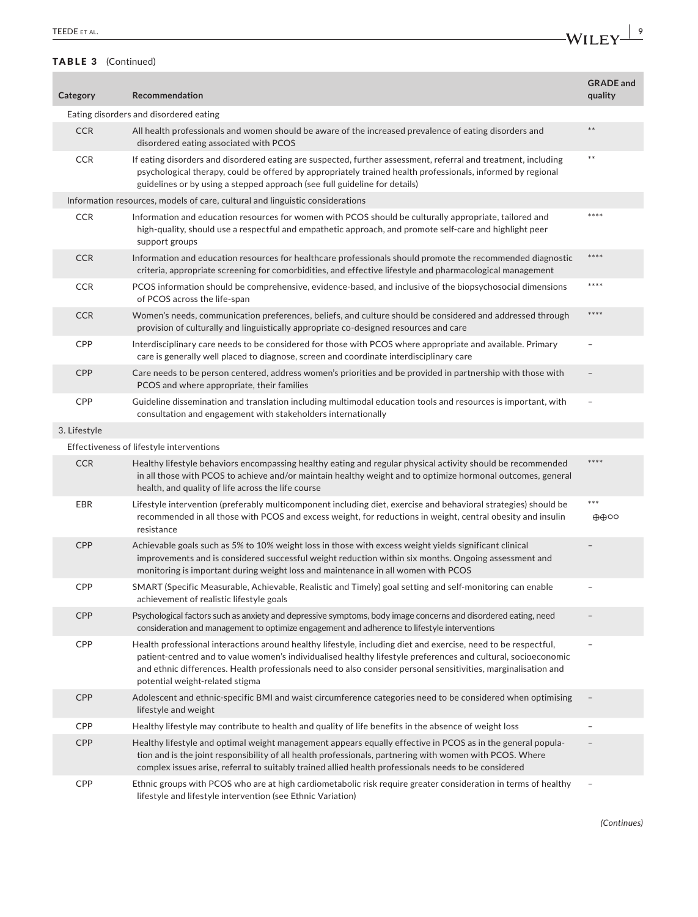**TABLE 3** (Continued)

| Category | Recommendation | GRADE and quality |
|---|---|---|
| Eating disorders and disordered eating | | |
| CCR | All health professionals and women should be aware of the increased prevalence of eating disorders and disordered eating associated with PCOS | ** |
| CCR | If eating disorders and disordered eating are suspected, further assessment, referral and treatment, including psychological therapy, could be offered by appropriately trained health professionals, informed by regional guidelines or by using a stepped approach (see full guideline for details) | ** |
| Information resources, models of care, cultural and linguistic considerations | | |
| CCR | Information and education resources for women with PCOS should be culturally appropriate, tailored and high-quality, should use a respectful and empathetic approach, and promote self-care and highlight peer support groups | **** |
| CCR | Information and education resources for healthcare professionals should promote the recommended diagnostic criteria, appropriate screening for comorbidities, and effective lifestyle and pharmacological management | **** |
| CCR | PCOS information should be comprehensive, evidence-based, and inclusive of the biopsychosocial dimensions of PCOS across the life-span | **** |
| CCR | Women's needs, communication preferences, beliefs, and culture should be considered and addressed through provision of culturally and linguistically appropriate co-designed resources and care | **** |
| CPP | Interdisciplinary care needs to be considered for those with PCOS where appropriate and available. Primary care is generally well placed to diagnose, screen and coordinate interdisciplinary care | – |
| CPP | Care needs to be person centered, address women's priorities and be provided in partnership with those with PCOS and where appropriate, their families | – |
| CPP | Guideline dissemination and translation including multimodal education tools and resources is important, with consultation and engagement with stakeholders internationally | – |
| 3. Lifestyle | | |
| Effectiveness of lifestyle interventions | | |
| CCR | Healthy lifestyle behaviors encompassing healthy eating and regular physical activity should be recommended in all those with PCOS to achieve and/or maintain healthy weight and to optimize hormonal outcomes, general health, and quality of life across the life course | **** |
| EBR | Lifestyle intervention (preferably multicomponent including diet, exercise and behavioral strategies) should be recommended in all those with PCOS and excess weight, for reductions in weight, central obesity and insulin resistance | *** ⊕⊕○○ |
| CPP | Achievable goals such as 5% to 10% weight loss in those with excess weight yields significant clinical improvements and is considered successful weight reduction within six months. Ongoing assessment and monitoring is important during weight loss and maintenance in all women with PCOS | – |
| CPP | SMART (Specific Measurable, Achievable, Realistic and Timely) goal setting and self-monitoring can enable achievement of realistic lifestyle goals | – |
| CPP | Psychological factors such as anxiety and depressive symptoms, body image concerns and disordered eating, need consideration and management to optimize engagement and adherence to lifestyle interventions | – |
| CPP | Health professional interactions around healthy lifestyle, including diet and exercise, need to be respectful, patient-centred and to value women's individualised healthy lifestyle preferences and cultural, socioeconomic and ethnic differences. Health professionals need to also consider personal sensitivities, marginalisation and potential weight-related stigma | – |
| CPP | Adolescent and ethnic-specific BMI and waist circumference categories need to be considered when optimising lifestyle and weight | – |
| CPP | Healthy lifestyle may contribute to health and quality of life benefits in the absence of weight loss | – |
| CPP | Healthy lifestyle and optimal weight management appears equally effective in PCOS as in the general population and is the joint responsibility of all health professionals, partnering with women with PCOS. Where complex issues arise, referral to suitably trained allied health professionals needs to be considered | – |
| CPP | Ethnic groups with PCOS who are at high cardiometabolic risk require greater consideration in terms of healthy lifestyle and lifestyle intervention (see Ethnic Variation) | – |

*(Continues)*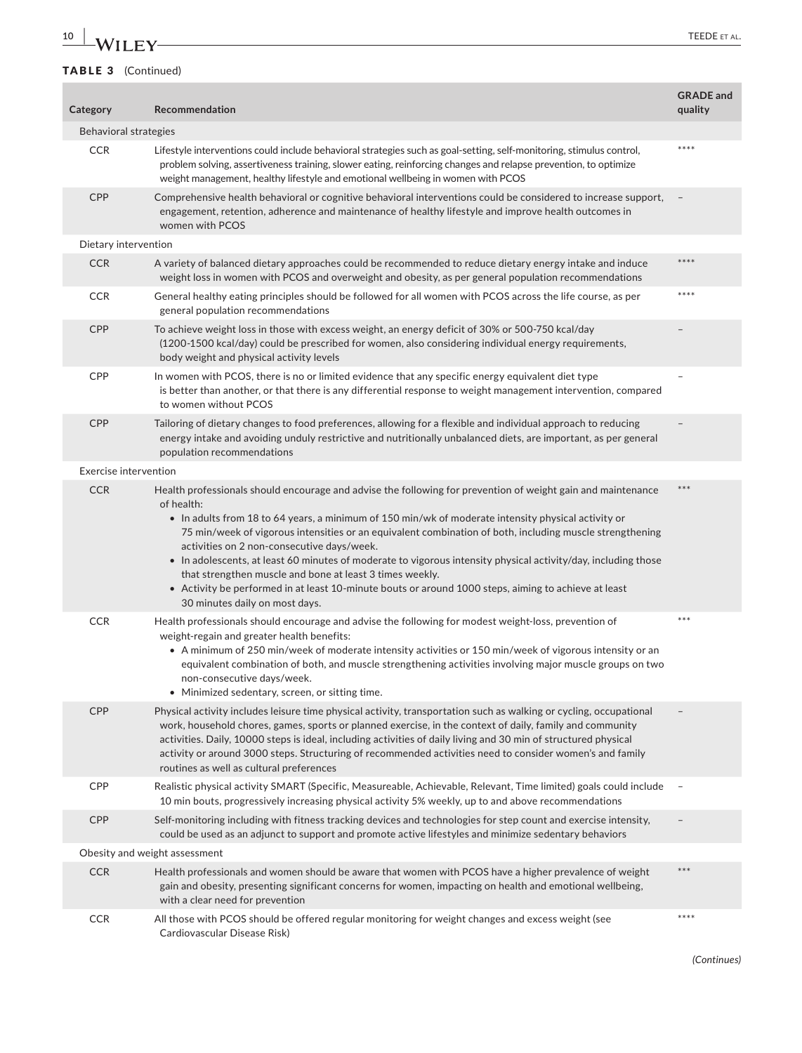**TABLE 3** (Continued)

| Category | Recommendation | GRADE and quality |
|---|---|---|
| Behavioral strategies | | |
| CCR | Lifestyle interventions could include behavioral strategies such as goal-setting, self-monitoring, stimulus control, problem solving, assertiveness training, slower eating, reinforcing changes and relapse prevention, to optimize weight management, healthy lifestyle and emotional wellbeing in women with PCOS | **** |
| CPP | Comprehensive health behavioral or cognitive behavioral interventions could be considered to increase support, engagement, retention, adherence and maintenance of healthy lifestyle and improve health outcomes in women with PCOS | – |
| Dietary intervention | | |
| CCR | A variety of balanced dietary approaches could be recommended to reduce dietary energy intake and induce weight loss in women with PCOS and overweight and obesity, as per general population recommendations | **** |
| CCR | General healthy eating principles should be followed for all women with PCOS across the life course, as per general population recommendations | **** |
| CPP | To achieve weight loss in those with excess weight, an energy deficit of 30% or 500-750 kcal/day (1200-1500 kcal/day) could be prescribed for women, also considering individual energy requirements, body weight and physical activity levels | – |
| CPP | In women with PCOS, there is no or limited evidence that any specific energy equivalent diet type is better than another, or that there is any differential response to weight management intervention, compared to women without PCOS | – |
| CPP | Tailoring of dietary changes to food preferences, allowing for a flexible and individual approach to reducing energy intake and avoiding unduly restrictive and nutritionally unbalanced diets, are important, as per general population recommendations | – |
| Exercise intervention | | |
| CCR | Health professionals should encourage and advise the following for prevention of weight gain and maintenance of health:<br>• In adults from 18 to 64 years, a minimum of 150 min/wk of moderate intensity physical activity or 75 min/week of vigorous intensities or an equivalent combination of both, including muscle strengthening activities on 2 non-consecutive days/week.<br>• In adolescents, at least 60 minutes of moderate to vigorous intensity physical activity/day, including those that strengthen muscle and bone at least 3 times weekly.<br>• Activity be performed in at least 10-minute bouts or around 1000 steps, aiming to achieve at least 30 minutes daily on most days. | *** |
| CCR | Health professionals should encourage and advise the following for modest weight-loss, prevention of weight-regain and greater health benefits:<br>• A minimum of 250 min/week of moderate intensity activities or 150 min/week of vigorous intensity or an equivalent combination of both, and muscle strengthening activities involving major muscle groups on two non-consecutive days/week.<br>• Minimized sedentary, screen, or sitting time. | *** |
| CPP | Physical activity includes leisure time physical activity, transportation such as walking or cycling, occupational work, household chores, games, sports or planned exercise, in the context of daily, family and community activities. Daily, 10000 steps is ideal, including activities of daily living and 30 min of structured physical activity or around 3000 steps. Structuring of recommended activities need to consider women's and family routines as well as cultural preferences | – |
| CPP | Realistic physical activity SMART (Specific, Measureable, Achievable, Relevant, Time limited) goals could include 10 min bouts, progressively increasing physical activity 5% weekly, up to and above recommendations | – |
| CPP | Self-monitoring including with fitness tracking devices and technologies for step count and exercise intensity, could be used as an adjunct to support and promote active lifestyles and minimize sedentary behaviors | – |
| Obesity and weight assessment | | |
| CCR | Health professionals and women should be aware that women with PCOS have a higher prevalence of weight gain and obesity, presenting significant concerns for women, impacting on health and emotional wellbeing, with a clear need for prevention | *** |
| CCR | All those with PCOS should be offered regular monitoring for weight changes and excess weight (see Cardiovascular Disease Risk) | **** |

*(Continues)*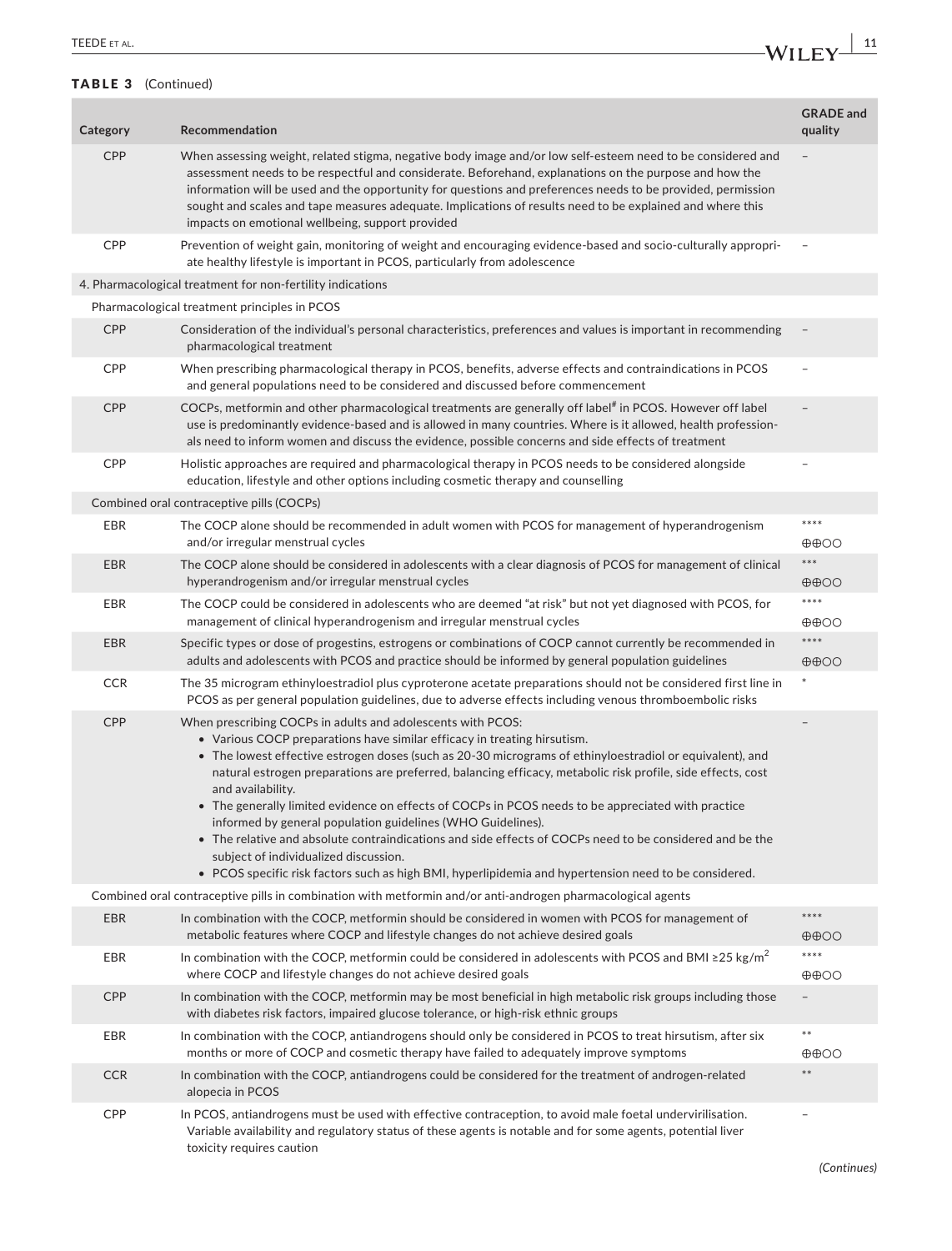**TABLE 3** (Continued)

| Category | Recommendation | GRADE and quality |
|---|---|---|
| CPP | When assessing weight, related stigma, negative body image and/or low self-esteem need to be considered and assessment needs to be respectful and considerate. Beforehand, explanations on the purpose and how the information will be used and the opportunity for questions and preferences needs to be provided, permission sought and scales and tape measures adequate. Implications of results need to be explained and where this impacts on emotional wellbeing, support provided | – |
| CPP | Prevention of weight gain, monitoring of weight and encouraging evidence-based and socio-culturally appropriate healthy lifestyle is important in PCOS, particularly from adolescence | – |
| 4. Pharmacological treatment for non-fertility indications | | |
| Pharmacological treatment principles in PCOS | | |
| CPP | Consideration of the individual's personal characteristics, preferences and values is important in recommending pharmacological treatment | – |
| CPP | When prescribing pharmacological therapy in PCOS, benefits, adverse effects and contraindications in PCOS and general populations need to be considered and discussed before commencement | – |
| CPP | COCPs, metformin and other pharmacological treatments are generally off label[#] in PCOS. However off label use is predominantly evidence-based and is allowed in many countries. Where is it allowed, health professionals need to inform women and discuss the evidence, possible concerns and side effects of treatment | – |
| CPP | Holistic approaches are required and pharmacological therapy in PCOS needs to be considered alongside education, lifestyle and other options including cosmetic therapy and counselling | – |
| Combined oral contraceptive pills (COCPs) | | |
| EBR | The COCP alone should be recommended in adult women with PCOS for management of hyperandrogenism and/or irregular menstrual cycles | **** ⊕⊕○○ |
| EBR | The COCP alone should be considered in adolescents with a clear diagnosis of PCOS for management of clinical hyperandrogenism and/or irregular menstrual cycles | *** ⊕⊕○○ |
| EBR | The COCP could be considered in adolescents who are deemed "at risk" but not yet diagnosed with PCOS, for management of clinical hyperandrogenism and irregular menstrual cycles | **** ⊕⊕○○ |
| EBR | Specific types or dose of progestins, estrogens or combinations of COCP cannot currently be recommended in adults and adolescents with PCOS and practice should be informed by general population guidelines | **** ⊕⊕○○ |
| CCR | The 35 microgram ethinyloestradiol plus cyproterone acetate preparations should not be considered first line in PCOS as per general population guidelines, due to adverse effects including venous thromboembolic risks | * |
| CPP | When prescribing COCPs in adults and adolescents with PCOS:<br>• Various COCP preparations have similar efficacy in treating hirsutism.<br>• The lowest effective estrogen doses (such as 20-30 micrograms of ethinyloestradiol or equivalent), and natural estrogen preparations are preferred, balancing efficacy, metabolic risk profile, side effects, cost and availability.<br>• The generally limited evidence on effects of COCPs in PCOS needs to be appreciated with practice informed by general population guidelines (WHO Guidelines).<br>• The relative and absolute contraindications and side effects of COCPs need to be considered and be the subject of individualized discussion.<br>• PCOS specific risk factors such as high BMI, hyperlipidemia and hypertension need to be considered. | – |
| Combined oral contraceptive pills in combination with metformin and/or anti-androgen pharmacological agents | | |
| EBR | In combination with the COCP, metformin should be considered in women with PCOS for management of metabolic features where COCP and lifestyle changes do not achieve desired goals | **** ⊕⊕○○ |
| EBR | In combination with the COCP, metformin could be considered in adolescents with PCOS and BMI ≥25 kg/m$^2$ where COCP and lifestyle changes do not achieve desired goals | **** ⊕⊕○○ |
| CPP | In combination with the COCP, metformin may be most beneficial in high metabolic risk groups including those with diabetes risk factors, impaired glucose tolerance, or high-risk ethnic groups | – |
| EBR | In combination with the COCP, antiandrogens should only be considered in PCOS to treat hirsutism, after six months or more of COCP and cosmetic therapy have failed to adequately improve symptoms | ** ⊕⊕○○ |
| CCR | In combination with the COCP, antiandrogens could be considered for the treatment of androgen-related alopecia in PCOS | ** |
| CPP | In PCOS, antiandrogens must be used with effective contraception, to avoid male foetal undervirilisation. Variable availability and regulatory status of these agents is notable and for some agents, potential liver toxicity requires caution | – |

*(Continues)*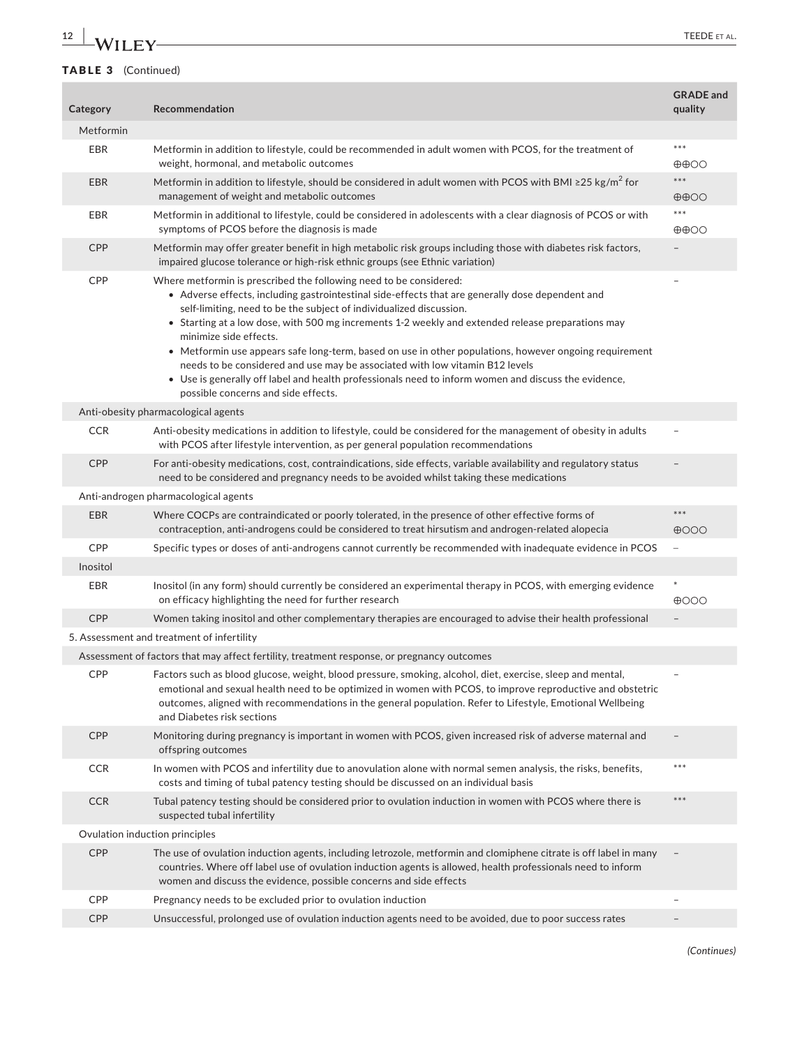**TABLE 3** (Continued)

| Category | Recommendation | GRADE and quality |
|---|---|---|
| Metformin | | |
| EBR | Metformin in addition to lifestyle, could be recommended in adult women with PCOS, for the treatment of weight, hormonal, and metabolic outcomes | *** ⊕⊕○○ |
| EBR | Metformin in addition to lifestyle, should be considered in adult women with PCOS with BMI ≥25 kg/m$^2$ for management of weight and metabolic outcomes | *** ⊕⊕○○ |
| EBR | Metformin in additional to lifestyle, could be considered in adolescents with a clear diagnosis of PCOS or with symptoms of PCOS before the diagnosis is made | *** ⊕⊕○○ |
| CPP | Metformin may offer greater benefit in high metabolic risk groups including those with diabetes risk factors, impaired glucose tolerance or high-risk ethnic groups (see Ethnic variation) | – |
| CPP | Where metformin is prescribed the following need to be considered: • Adverse effects, including gastrointestinal side-effects that are generally dose dependent and self-limiting, need to be the subject of individualized discussion. • Starting at a low dose, with 500 mg increments 1-2 weekly and extended release preparations may minimize side effects. • Metformin use appears safe long-term, based on use in other populations, however ongoing requirement needs to be considered and use may be associated with low vitamin B12 levels • Use is generally off label and health professionals need to inform women and discuss the evidence, possible concerns and side effects. | – |
| Anti-obesity pharmacological agents | | |
| CCR | Anti-obesity medications in addition to lifestyle, could be considered for the management of obesity in adults with PCOS after lifestyle intervention, as per general population recommendations | – |
| CPP | For anti-obesity medications, cost, contraindications, side effects, variable availability and regulatory status need to be considered and pregnancy needs to be avoided whilst taking these medications | – |
| Anti-androgen pharmacological agents | | |
| EBR | Where COCPs are contraindicated or poorly tolerated, in the presence of other effective forms of contraception, anti-androgens could be considered to treat hirsutism and androgen-related alopecia | *** ⊕○○○ |
| CPP | Specific types or doses of anti-androgens cannot currently be recommended with inadequate evidence in PCOS | – |
| Inositol | | |
| EBR | Inositol (in any form) should currently be considered an experimental therapy in PCOS, with emerging evidence on efficacy highlighting the need for further research | * ⊕○○○ |
| CPP | Women taking inositol and other complementary therapies are encouraged to advise their health professional | – |
| 5. Assessment and treatment of infertility | | |
| Assessment of factors that may affect fertility, treatment response, or pregnancy outcomes | | |
| CPP | Factors such as blood glucose, weight, blood pressure, smoking, alcohol, diet, exercise, sleep and mental, emotional and sexual health need to be optimized in women with PCOS, to improve reproductive and obstetric outcomes, aligned with recommendations in the general population. Refer to Lifestyle, Emotional Wellbeing and Diabetes risk sections | – |
| CPP | Monitoring during pregnancy is important in women with PCOS, given increased risk of adverse maternal and offspring outcomes | – |
| CCR | In women with PCOS and infertility due to anovulation alone with normal semen analysis, the risks, benefits, costs and timing of tubal patency testing should be discussed on an individual basis | *** |
| CCR | Tubal patency testing should be considered prior to ovulation induction in women with PCOS where there is suspected tubal infertility | *** |
| Ovulation induction principles | | |
| CPP | The use of ovulation induction agents, including letrozole, metformin and clomiphene citrate is off label in many countries. Where off label use of ovulation induction agents is allowed, health professionals need to inform women and discuss the evidence, possible concerns and side effects | – |
| CPP | Pregnancy needs to be excluded prior to ovulation induction | – |
| CPP | Unsuccessful, prolonged use of ovulation induction agents need to be avoided, due to poor success rates | – |

*(Continues)*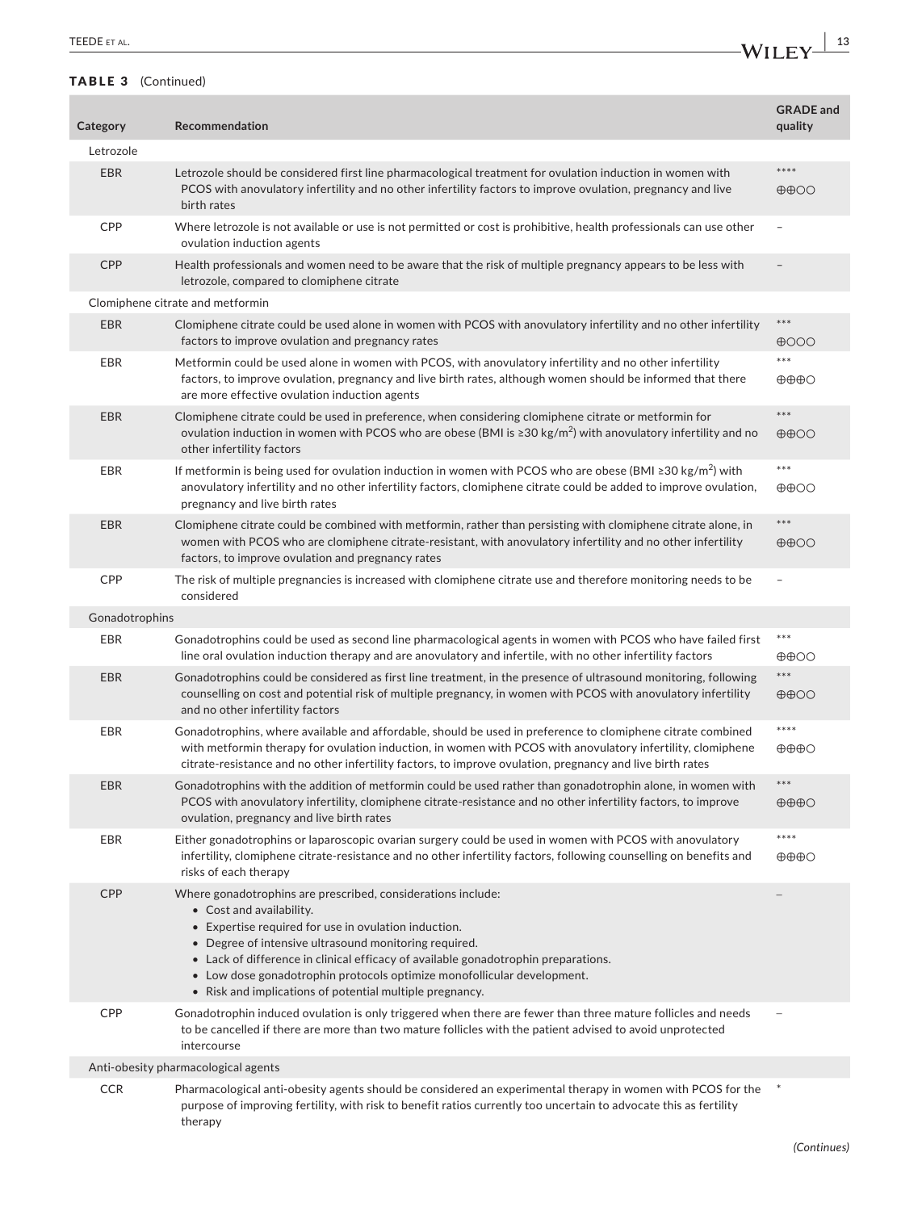**TABLE 3** (Continued)

| Category | Recommendation | GRADE and quality |
|---|---|---|
| Letrozole | | |
| EBR | Letrozole should be considered first line pharmacological treatment for ovulation induction in women with PCOS with anovulatory infertility and no other infertility factors to improve ovulation, pregnancy and live birth rates | **** ⊕⊕○○ |
| CPP | Where letrozole is not available or use is not permitted or cost is prohibitive, health professionals can use other ovulation induction agents | – |
| CPP | Health professionals and women need to be aware that the risk of multiple pregnancy appears to be less with letrozole, compared to clomiphene citrate | – |
| Clomiphene citrate and metformin | | |
| EBR | Clomiphene citrate could be used alone in women with PCOS with anovulatory infertility and no other infertility factors to improve ovulation and pregnancy rates | *** ⊕○○○ |
| EBR | Metformin could be used alone in women with PCOS, with anovulatory infertility and no other infertility factors, to improve ovulation, pregnancy and live birth rates, although women should be informed that there are more effective ovulation induction agents | *** ⊕⊕⊕○ |
| EBR | Clomiphene citrate could be used in preference, when considering clomiphene citrate or metformin for ovulation induction in women with PCOS who are obese (BMI is ≥30 kg/m$^2$) with anovulatory infertility and no other infertility factors | *** ⊕⊕○○ |
| EBR | If metformin is being used for ovulation induction in women with PCOS who are obese (BMI ≥30 kg/m$^2$) with anovulatory infertility and no other infertility factors, clomiphene citrate could be added to improve ovulation, pregnancy and live birth rates | *** ⊕⊕○○ |
| EBR | Clomiphene citrate could be combined with metformin, rather than persisting with clomiphene citrate alone, in women with PCOS who are clomiphene citrate-resistant, with anovulatory infertility and no other infertility factors, to improve ovulation and pregnancy rates | *** ⊕⊕○○ |
| CPP | The risk of multiple pregnancies is increased with clomiphene citrate use and therefore monitoring needs to be considered | – |
| Gonadotrophins | | |
| EBR | Gonadotrophins could be used as second line pharmacological agents in women with PCOS who have failed first line oral ovulation induction therapy and are anovulatory and infertile, with no other infertility factors | *** ⊕⊕○○ |
| EBR | Gonadotrophins could be considered as first line treatment, in the presence of ultrasound monitoring, following counselling on cost and potential risk of multiple pregnancy, in women with PCOS with anovulatory infertility and no other infertility factors | *** ⊕⊕○○ |
| EBR | Gonadotrophins, where available and affordable, should be used in preference to clomiphene citrate combined with metformin therapy for ovulation induction, in women with PCOS with anovulatory infertility, clomiphene citrate-resistance and no other infertility factors, to improve ovulation, pregnancy and live birth rates | **** ⊕⊕⊕○ |
| EBR | Gonadotrophins with the addition of metformin could be used rather than gonadotrophin alone, in women with PCOS with anovulatory infertility, clomiphene citrate-resistance and no other infertility factors, to improve ovulation, pregnancy and live birth rates | *** ⊕⊕⊕○ |
| EBR | Either gonadotrophins or laparoscopic ovarian surgery could be used in women with PCOS with anovulatory infertility, clomiphene citrate-resistance and no other infertility factors, following counselling on benefits and risks of each therapy | **** ⊕⊕⊕○ |
| CPP | Where gonadotrophins are prescribed, considerations include: <br>• Cost and availability. <br>• Expertise required for use in ovulation induction. <br>• Degree of intensive ultrasound monitoring required. <br>• Lack of difference in clinical efficacy of available gonadotrophin preparations. <br>• Low dose gonadotrophin protocols optimize monofollicular development. <br>• Risk and implications of potential multiple pregnancy. | – |
| CPP | Gonadotrophin induced ovulation is only triggered when there are fewer than three mature follicles and needs to be cancelled if there are more than two mature follicles with the patient advised to avoid unprotected intercourse | – |
| Anti-obesity pharmacological agents | | |
| CCR | Pharmacological anti-obesity agents should be considered an experimental therapy in women with PCOS for the purpose of improving fertility, with risk to benefit ratios currently too uncertain to advocate this as fertility therapy | * |

*(Continues)*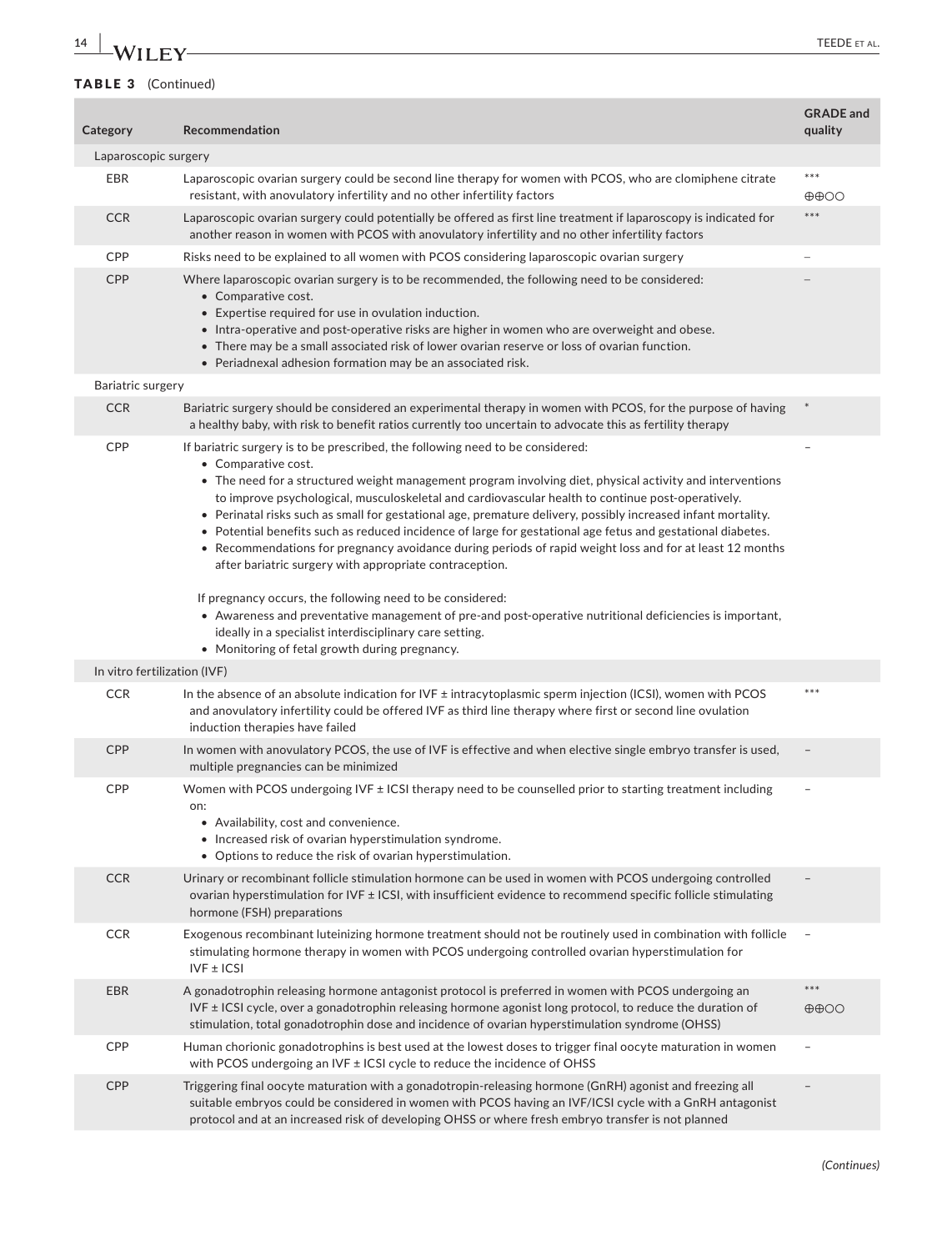**TABLE 3** (Continued)

| Category | Recommendation | GRADE and quality |
|---|---|---|
| Laparoscopic surgery | | |
| EBR | Laparoscopic ovarian surgery could be second line therapy for women with PCOS, who are clomiphene citrate resistant, with anovulatory infertility and no other infertility factors | *** ⊕⊕○○ |
| CCR | Laparoscopic ovarian surgery could potentially be offered as first line treatment if laparoscopy is indicated for another reason in women with PCOS with anovulatory infertility and no other infertility factors | *** |
| CPP | Risks need to be explained to all women with PCOS considering laparoscopic ovarian surgery | – |
| CPP | Where laparoscopic ovarian surgery is to be recommended, the following need to be considered: <br>• Comparative cost. <br>• Expertise required for use in ovulation induction. <br>• Intra-operative and post-operative risks are higher in women who are overweight and obese. <br>• There may be a small associated risk of lower ovarian reserve or loss of ovarian function. <br>• Periadnexal adhesion formation may be an associated risk. | – |
| Bariatric surgery | | |
| CCR | Bariatric surgery should be considered an experimental therapy in women with PCOS, for the purpose of having a healthy baby, with risk to benefit ratios currently too uncertain to advocate this as fertility therapy | * |
| CPP | If bariatric surgery is to be prescribed, the following need to be considered: <br>• Comparative cost. <br>• The need for a structured weight management program involving diet, physical activity and interventions to improve psychological, musculoskeletal and cardiovascular health to continue post-operatively. <br>• Perinatal risks such as small for gestational age, premature delivery, possibly increased infant mortality. <br>• Potential benefits such as reduced incidence of large for gestational age fetus and gestational diabetes. <br>• Recommendations for pregnancy avoidance during periods of rapid weight loss and for at least 12 months after bariatric surgery with appropriate contraception. <br><br>If pregnancy occurs, the following need to be considered: <br>• Awareness and preventative management of pre-and post-operative nutritional deficiencies is important, ideally in a specialist interdisciplinary care setting. <br>• Monitoring of fetal growth during pregnancy. | – |
| In vitro fertilization (IVF) | | |
| CCR | In the absence of an absolute indication for IVF ± intracytoplasmic sperm injection (ICSI), women with PCOS and anovulatory infertility could be offered IVF as third line therapy where first or second line ovulation induction therapies have failed | *** |
| CPP | In women with anovulatory PCOS, the use of IVF is effective and when elective single embryo transfer is used, multiple pregnancies can be minimized | – |
| CPP | Women with PCOS undergoing IVF ± ICSI therapy need to be counselled prior to starting treatment including on: <br>• Availability, cost and convenience. <br>• Increased risk of ovarian hyperstimulation syndrome. <br>• Options to reduce the risk of ovarian hyperstimulation. | – |
| CCR | Urinary or recombinant follicle stimulation hormone can be used in women with PCOS undergoing controlled ovarian hyperstimulation for IVF ± ICSI, with insufficient evidence to recommend specific follicle stimulating hormone (FSH) preparations | – |
| CCR | Exogenous recombinant luteinizing hormone treatment should not be routinely used in combination with follicle stimulating hormone therapy in women with PCOS undergoing controlled ovarian hyperstimulation for IVF ± ICSI | – |
| EBR | A gonadotrophin releasing hormone antagonist protocol is preferred in women with PCOS undergoing an IVF ± ICSI cycle, over a gonadotrophin releasing hormone agonist long protocol, to reduce the duration of stimulation, total gonadotrophin dose and incidence of ovarian hyperstimulation syndrome (OHSS) | *** ⊕⊕○○ |
| CPP | Human chorionic gonadotrophins is best used at the lowest doses to trigger final oocyte maturation in women with PCOS undergoing an IVF ± ICSI cycle to reduce the incidence of OHSS | – |
| CPP | Triggering final oocyte maturation with a gonadotropin-releasing hormone (GnRH) agonist and freezing all suitable embryos could be considered in women with PCOS having an IVF/ICSI cycle with a GnRH antagonist protocol and at an increased risk of developing OHSS or where fresh embryo transfer is not planned | – |

*(Continues)*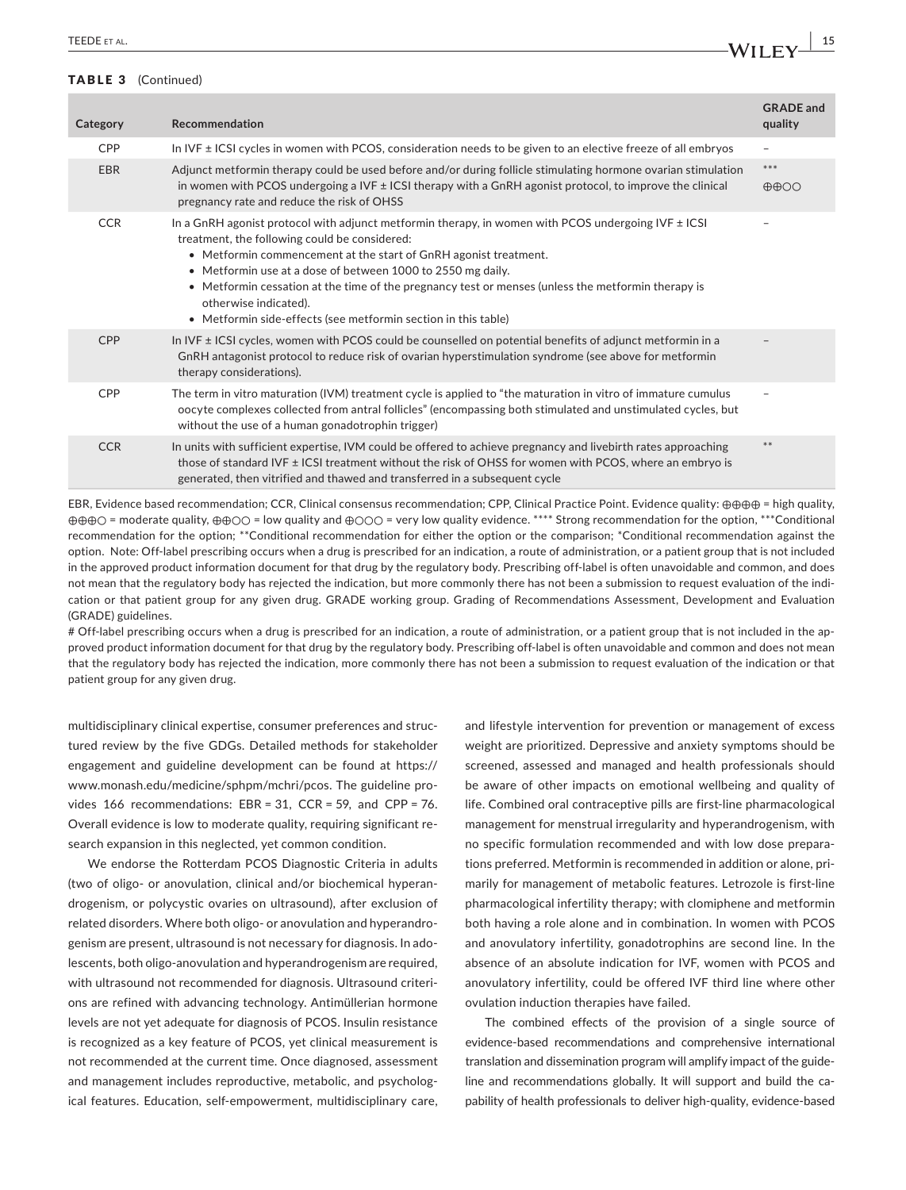**TABLE 3** (Continued)

| Category | Recommendation | GRADE and quality |
|---|---|---|
| CPP | In IVF ± ICSI cycles in women with PCOS, consideration needs to be given to an elective freeze of all embryos | – |
| EBR | Adjunct metformin therapy could be used before and/or during follicle stimulating hormone ovarian stimulation in women with PCOS undergoing a IVF ± ICSI therapy with a GnRH agonist protocol, to improve the clinical pregnancy rate and reduce the risk of OHSS | *** ⊕⊕○○ |
| CCR | In a GnRH agonist protocol with adjunct metformin therapy, in women with PCOS undergoing IVF ± ICSI treatment, the following could be considered: <br>• Metformin commencement at the start of GnRH agonist treatment. <br>• Metformin use at a dose of between 1000 to 2550 mg daily. <br>• Metformin cessation at the time of the pregnancy test or menses (unless the metformin therapy is otherwise indicated). <br>• Metformin side-effects (see metformin section in this table) | – |
| CPP | In IVF ± ICSI cycles, women with PCOS could be counselled on potential benefits of adjunct metformin in a GnRH antagonist protocol to reduce risk of ovarian hyperstimulation syndrome (see above for metformin therapy considerations). | – |
| CPP | The term in vitro maturation (IVM) treatment cycle is applied to "the maturation in vitro of immature cumulus oocyte complexes collected from antral follicles" (encompassing both stimulated and unstimulated cycles, but without the use of a human gonadotrophin trigger) | – |
| CCR | In units with sufficient expertise, IVM could be offered to achieve pregnancy and livebirth rates approaching those of standard IVF ± ICSI treatment without the risk of OHSS for women with PCOS, where an embryo is generated, then vitrified and thawed and transferred in a subsequent cycle | ** |

EBR, Evidence based recommendation; CCR, Clinical consensus recommendation; CPP, Clinical Practice Point. Evidence quality: ⊕⊕⊕⊕ = high quality, ⊕⊕⊕○ = moderate quality, ⊕⊕○○ = low quality and ⊕○○○ = very low quality evidence. **** Strong recommendation for the option, ***Conditional recommendation for the option; **Conditional recommendation for either the option or the comparison; *Conditional recommendation against the option. Note: Off-label prescribing occurs when a drug is prescribed for an indication, a route of administration, or a patient group that is not included in the approved product information document for that drug by the regulatory body. Prescribing off-label is often unavoidable and common, and does not mean that the regulatory body has rejected the indication, but more commonly there has not been a submission to request evaluation of the indication or that patient group for any given drug. GRADE working group. Grading of Recommendations Assessment, Development and Evaluation (GRADE) guidelines.

# Off-label prescribing occurs when a drug is prescribed for an indication, a route of administration, or a patient group that is not included in the approved product information document for that drug by the regulatory body. Prescribing off-label is often unavoidable and common and does not mean that the regulatory body has rejected the indication, more commonly there has not been a submission to request evaluation of the indication or that patient group for any given drug.

multidisciplinary clinical expertise, consumer preferences and structured review by the five GDGs. Detailed methods for stakeholder engagement and guideline development can be found at https://www.monash.edu/medicine/sphpm/mchri/pcos. The guideline provides 166 recommendations: EBR = 31, CCR = 59, and CPP = 76. Overall evidence is low to moderate quality, requiring significant research expansion in this neglected, yet common condition.

We endorse the Rotterdam PCOS Diagnostic Criteria in adults (two of oligo- or anovulation, clinical and/or biochemical hyperandrogenism, or polycystic ovaries on ultrasound), after exclusion of related disorders. Where both oligo- or anovulation and hyperandrogenism are present, ultrasound is not necessary for diagnosis. In adolescents, both oligo-anovulation and hyperandrogenism are required, with ultrasound not recommended for diagnosis. Ultrasound criterions are refined with advancing technology. Antimüllerian hormone levels are not yet adequate for diagnosis of PCOS. Insulin resistance is recognized as a key feature of PCOS, yet clinical measurement is not recommended at the current time. Once diagnosed, assessment and management includes reproductive, metabolic, and psychological features. Education, self-empowerment, multidisciplinary care, and lifestyle intervention for prevention or management of excess weight are prioritized. Depressive and anxiety symptoms should be screened, assessed and managed and health professionals should be aware of other impacts on emotional wellbeing and quality of life. Combined oral contraceptive pills are first-line pharmacological management for menstrual irregularity and hyperandrogenism, with no specific formulation recommended and with low dose preparations preferred. Metformin is recommended in addition or alone, primarily for management of metabolic features. Letrozole is first-line pharmacological infertility therapy; with clomiphene and metformin both having a role alone and in combination. In women with PCOS and anovulatory infertility, gonadotrophins are second line. In the absence of an absolute indication for IVF, women with PCOS and anovulatory infertility, could be offered IVF third line where other ovulation induction therapies have failed.

The combined effects of the provision of a single source of evidence-based recommendations and comprehensive international translation and dissemination program will amplify impact of the guideline and recommendations globally. It will support and build the capability of health professionals to deliver high-quality, evidence-based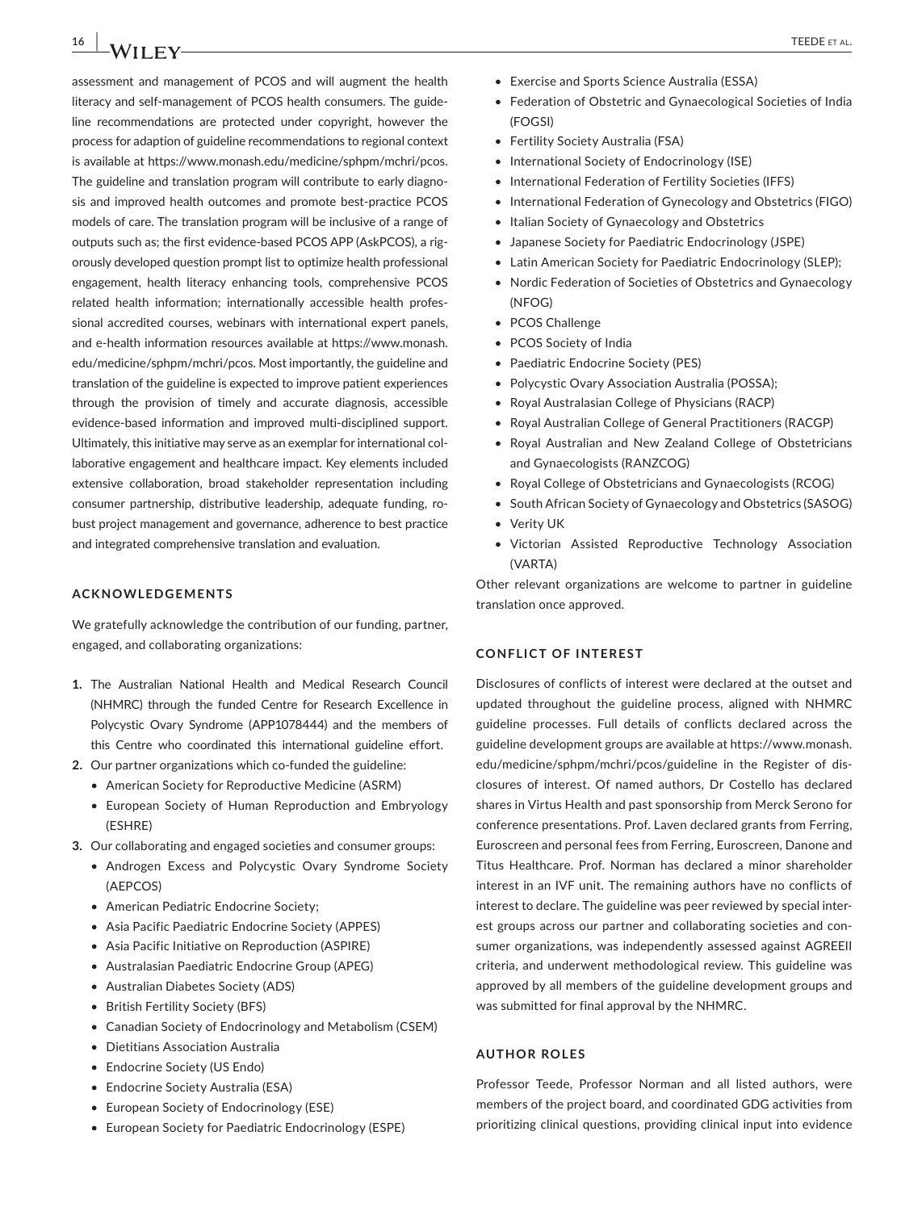assessment and management of PCOS and will augment the health literacy and self-management of PCOS health consumers. The guideline recommendations are protected under copyright, however the process for adaption of guideline recommendations to regional context is available at https://www.monash.edu/medicine/sphpm/mchri/pcos. The guideline and translation program will contribute to early diagnosis and improved health outcomes and promote best-practice PCOS models of care. The translation program will be inclusive of a range of outputs such as; the first evidence-based PCOS APP (AskPCOS), a rigorously developed question prompt list to optimize health professional engagement, health literacy enhancing tools, comprehensive PCOS related health information; internationally accessible health professional accredited courses, webinars with international expert panels, and e-health information resources available at https://www.monash.edu/medicine/sphpm/mchri/pcos. Most importantly, the guideline and translation of the guideline is expected to improve patient experiences through the provision of timely and accurate diagnosis, accessible evidence-based information and improved multi-disciplined support. Ultimately, this initiative may serve as an exemplar for international collaborative engagement and healthcare impact. Key elements included extensive collaboration, broad stakeholder representation including consumer partnership, distributive leadership, adequate funding, robust project management and governance, adherence to best practice and integrated comprehensive translation and evaluation.

## ACKNOWLEDGEMENTS

We gratefully acknowledge the contribution of our funding, partner, engaged, and collaborating organizations:

1. The Australian National Health and Medical Research Council (NHMRC) through the funded Centre for Research Excellence in Polycystic Ovary Syndrome (APP1078444) and the members of this Centre who coordinated this international guideline effort.
2. Our partner organizations which co-funded the guideline:
   - American Society for Reproductive Medicine (ASRM)
   - European Society of Human Reproduction and Embryology (ESHRE)
3. Our collaborating and engaged societies and consumer groups:
   - Androgen Excess and Polycystic Ovary Syndrome Society (AEPCOS)
   - American Pediatric Endocrine Society;
   - Asia Pacific Paediatric Endocrine Society (APPES)
   - Asia Pacific Initiative on Reproduction (ASPIRE)
   - Australasian Paediatric Endocrine Group (APEG)
   - Australian Diabetes Society (ADS)
   - British Fertility Society (BFS)
   - Canadian Society of Endocrinology and Metabolism (CSEM)
   - Dietitians Association Australia
   - Endocrine Society (US Endo)
   - Endocrine Society Australia (ESA)
   - European Society of Endocrinology (ESE)
   - European Society for Paediatric Endocrinology (ESPE)
   - Exercise and Sports Science Australia (ESSA)
   - Federation of Obstetric and Gynaecological Societies of India (FOGSI)
   - Fertility Society Australia (FSA)
   - International Society of Endocrinology (ISE)
   - International Federation of Fertility Societies (IFFS)
   - International Federation of Gynecology and Obstetrics (FIGO)
   - Italian Society of Gynaecology and Obstetrics
   - Japanese Society for Paediatric Endocrinology (JSPE)
   - Latin American Society for Paediatric Endocrinology (SLEP);
   - Nordic Federation of Societies of Obstetrics and Gynaecology (NFOG)
   - PCOS Challenge
   - PCOS Society of India
   - Paediatric Endocrine Society (PES)
   - Polycystic Ovary Association Australia (POSSA);
   - Royal Australasian College of Physicians (RACP)
   - Royal Australian College of General Practitioners (RACGP)
   - Royal Australian and New Zealand College of Obstetricians and Gynaecologists (RANZCOG)
   - Royal College of Obstetricians and Gynaecologists (RCOG)
   - South African Society of Gynaecology and Obstetrics (SASOG)
   - Verity UK
   - Victorian Assisted Reproductive Technology Association (VARTA)

Other relevant organizations are welcome to partner in guideline translation once approved.

## CONFLICT OF INTEREST

Disclosures of conflicts of interest were declared at the outset and updated throughout the guideline process, aligned with NHMRC guideline processes. Full details of conflicts declared across the guideline development groups are available at https://www.monash.edu/medicine/sphpm/mchri/pcos/guideline in the Register of disclosures of interest. Of named authors, Dr Costello has declared shares in Virtus Health and past sponsorship from Merck Serono for conference presentations. Prof. Laven declared grants from Ferring, Euroscreen and personal fees from Ferring, Euroscreen, Danone and Titus Healthcare. Prof. Norman has declared a minor shareholder interest in an IVF unit. The remaining authors have no conflicts of interest to declare. The guideline was peer reviewed by special interest groups across our partner and collaborating societies and consumer organizations, was independently assessed against AGREEII criteria, and underwent methodological review. This guideline was approved by all members of the guideline development groups and was submitted for final approval by the NHMRC.

## AUTHOR ROLES

Professor Teede, Professor Norman and all listed authors, were members of the project board, and coordinated GDG activities from prioritizing clinical questions, providing clinical input into evidence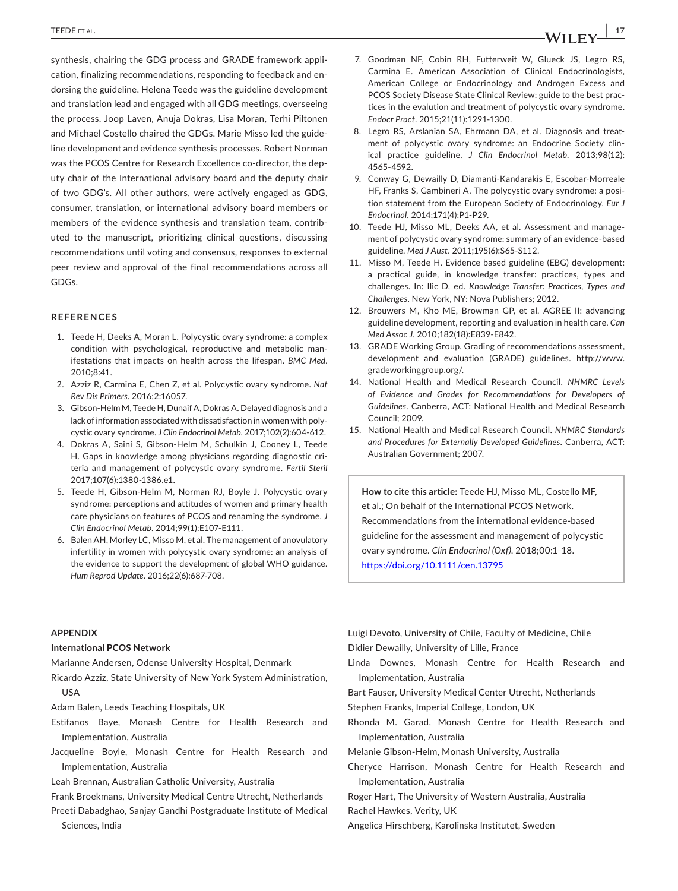synthesis, chairing the GDG process and GRADE framework application, finalizing recommendations, responding to feedback and endorsing the guideline. Helena Teede was the guideline development and translation lead and engaged with all GDG meetings, overseeing the process. Joop Laven, Anuja Dokras, Lisa Moran, Terhi Piltonen and Michael Costello chaired the GDGs. Marie Misso led the guideline development and evidence synthesis processes. Robert Norman was the PCOS Centre for Research Excellence co-director, the deputy chair of the International advisory board and the deputy chair of two GDG's. All other authors, were actively engaged as GDG, consumer, translation, or international advisory board members or members of the evidence synthesis and translation team, contributed to the manuscript, prioritizing clinical questions, discussing recommendations until voting and consensus, responses to external peer review and approval of the final recommendations across all GDGs.

## REFERENCES

1. Teede H, Deeks A, Moran L. Polycystic ovary syndrome: a complex condition with psychological, reproductive and metabolic manifestations that impacts on health across the lifespan. *BMC Med*. 2010;8:41.
2. Azziz R, Carmina E, Chen Z, et al. Polycystic ovary syndrome. *Nat Rev Dis Primers*. 2016;2:16057.
3. Gibson-Helm M, Teede H, Dunaif A, Dokras A. Delayed diagnosis and a lack of information associated with dissatisfaction in women with polycystic ovary syndrome. *J Clin Endocrinol Metab*. 2017;102(2):604-612.
4. Dokras A, Saini S, Gibson-Helm M, Schulkin J, Cooney L, Teede H. Gaps in knowledge among physicians regarding diagnostic criteria and management of polycystic ovary syndrome. *Fertil Steril* 2017;107(6):1380-1386.e1.
5. Teede H, Gibson-Helm M, Norman RJ, Boyle J. Polycystic ovary syndrome: perceptions and attitudes of women and primary health care physicians on features of PCOS and renaming the syndrome. *J Clin Endocrinol Metab*. 2014;99(1):E107-E111.
6. Balen AH, Morley LC, Misso M, et al. The management of anovulatory infertility in women with polycystic ovary syndrome: an analysis of the evidence to support the development of global WHO guidance. *Hum Reprod Update*. 2016;22(6):687-708.
7. Goodman NF, Cobin RH, Futterweit W, Glueck JS, Legro RS, Carmina E. American Association of Clinical Endocrinologists, American College or Endocrinology and Androgen Excess and PCOS Society Disease State Clinical Review: guide to the best practices in the evalution and treatment of polycystic ovary syndrome. *Endocr Pract*. 2015;21(11):1291-1300.
8. Legro RS, Arslanian SA, Ehrmann DA, et al. Diagnosis and treatment of polycystic ovary syndrome: an Endocrine Society clinical practice guideline. *J Clin Endocrinol Metab*. 2013;98(12): 4565-4592.
9. Conway G, Dewailly D, Diamanti-Kandarakis E, Escobar-Morreale HF, Franks S, Gambineri A. The polycystic ovary syndrome: a position statement from the European Society of Endocrinology. *Eur J Endocrinol*. 2014;171(4):P1-P29.
10. Teede HJ, Misso ML, Deeks AA, et al. Assessment and management of polycystic ovary syndrome: summary of an evidence-based guideline. *Med J Aust*. 2011;195(6):S65-S112.
11. Misso M, Teede H. Evidence based guideline (EBG) development: a practical guide, in knowledge transfer: practices, types and challenges. In: Ilic D, ed. *Knowledge Transfer: Practices, Types and Challenges*. New York, NY: Nova Publishers; 2012.
12. Brouwers M, Kho ME, Browman GP, et al. AGREE II: advancing guideline development, reporting and evaluation in health care. *Can Med Assoc J*. 2010;182(18):E839-E842.
13. GRADE Working Group. Grading of recommendations assessment, development and evaluation (GRADE) guidelines. http://www.gradeworkinggroup.org/.
14. National Health and Medical Research Council. *NHMRC Levels of Evidence and Grades for Recommendations for Developers of Guidelines*. Canberra, ACT: National Health and Medical Research Council; 2009.
15. National Health and Medical Research Council. *NHMRC Standards and Procedures for Externally Developed Guidelines*. Canberra, ACT: Australian Government; 2007.

**How to cite this article:** Teede HJ, Misso ML, Costello MF, et al.; On behalf of the International PCOS Network. Recommendations from the international evidence-based guideline for the assessment and management of polycystic ovary syndrome. *Clin Endocrinol (Oxf)*. 2018;00:1–18. https://doi.org/10.1111/cen.13795

## APPENDIX

### International PCOS Network

Marianne Andersen, Odense University Hospital, Denmark

Ricardo Azziz, State University of New York System Administration, USA

Adam Balen, Leeds Teaching Hospitals, UK

Estifanos Baye, Monash Centre for Health Research and Implementation, Australia

Jacqueline Boyle, Monash Centre for Health Research and Implementation, Australia

Leah Brennan, Australian Catholic University, Australia

Frank Broekmans, University Medical Centre Utrecht, Netherlands

Preeti Dabadghao, Sanjay Gandhi Postgraduate Institute of Medical Sciences, India

Luigi Devoto, University of Chile, Faculty of Medicine, Chile

Didier Dewailly, University of Lille, France

Linda Downes, Monash Centre for Health Research and Implementation, Australia

Bart Fauser, University Medical Center Utrecht, Netherlands

Stephen Franks, Imperial College, London, UK

Rhonda M. Garad, Monash Centre for Health Research and Implementation, Australia

Melanie Gibson-Helm, Monash University, Australia

Cheryce Harrison, Monash Centre for Health Research and Implementation, Australia

Roger Hart, The University of Western Australia, Australia

Rachel Hawkes, Verity, UK

Angelica Hirschberg, Karolinska Institutet, Sweden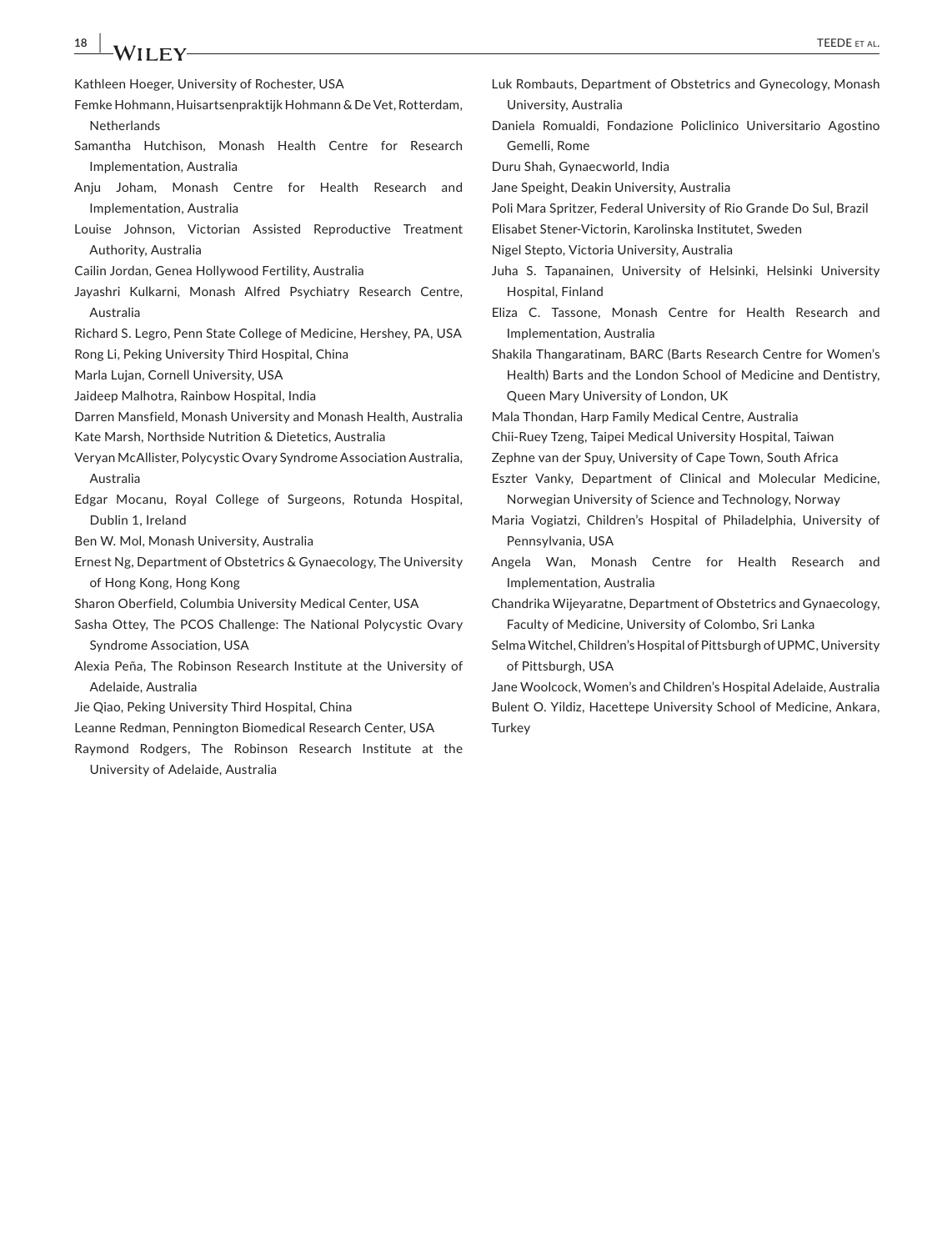Kathleen Hoeger, University of Rochester, USA

Femke Hohmann, Huisartsenpraktijk Hohmann & De Vet, Rotterdam, Netherlands

Samantha Hutchison, Monash Health Centre for Research Implementation, Australia

Anju Joham, Monash Centre for Health Research and Implementation, Australia

Louise Johnson, Victorian Assisted Reproductive Treatment Authority, Australia

Cailin Jordan, Genea Hollywood Fertility, Australia

Jayashri Kulkarni, Monash Alfred Psychiatry Research Centre, Australia

Richard S. Legro, Penn State College of Medicine, Hershey, PA, USA

Rong Li, Peking University Third Hospital, China

Marla Lujan, Cornell University, USA

Jaideep Malhotra, Rainbow Hospital, India

Darren Mansfield, Monash University and Monash Health, Australia

Kate Marsh, Northside Nutrition & Dietetics, Australia

Veryan McAllister, Polycystic Ovary Syndrome Association Australia, Australia

Edgar Mocanu, Royal College of Surgeons, Rotunda Hospital, Dublin 1, Ireland

Ben W. Mol, Monash University, Australia

Ernest Ng, Department of Obstetrics & Gynaecology, The University of Hong Kong, Hong Kong

Sharon Oberfield, Columbia University Medical Center, USA

Sasha Ottey, The PCOS Challenge: The National Polycystic Ovary Syndrome Association, USA

Alexia Peña, The Robinson Research Institute at the University of Adelaide, Australia

Jie Qiao, Peking University Third Hospital, China

Leanne Redman, Pennington Biomedical Research Center, USA

Raymond Rodgers, The Robinson Research Institute at the University of Adelaide, Australia

Luk Rombauts, Department of Obstetrics and Gynecology, Monash University, Australia

Daniela Romualdi, Fondazione Policlinico Universitario Agostino Gemelli, Rome

Duru Shah, Gynaecworld, India

Jane Speight, Deakin University, Australia

Poli Mara Spritzer, Federal University of Rio Grande Do Sul, Brazil

Elisabet Stener-Victorin, Karolinska Institutet, Sweden

Nigel Stepto, Victoria University, Australia

Juha S. Tapanainen, University of Helsinki, Helsinki University Hospital, Finland

Eliza C. Tassone, Monash Centre for Health Research and Implementation, Australia

Shakila Thangaratinam, BARC (Barts Research Centre for Women's Health) Barts and the London School of Medicine and Dentistry, Queen Mary University of London, UK

Mala Thondan, Harp Family Medical Centre, Australia

Chii-Ruey Tzeng, Taipei Medical University Hospital, Taiwan

Zephne van der Spuy, University of Cape Town, South Africa

Eszter Vanky, Department of Clinical and Molecular Medicine, Norwegian University of Science and Technology, Norway

Maria Vogiatzi, Children's Hospital of Philadelphia, University of Pennsylvania, USA

Angela Wan, Monash Centre for Health Research and Implementation, Australia

Chandrika Wijeyaratne, Department of Obstetrics and Gynaecology, Faculty of Medicine, University of Colombo, Sri Lanka

Selma Witchel, Children's Hospital of Pittsburgh of UPMC, University of Pittsburgh, USA

Jane Woolcock, Women's and Children's Hospital Adelaide, Australia

Bulent O. Yildiz, Hacettepe University School of Medicine, Ankara, Turkey